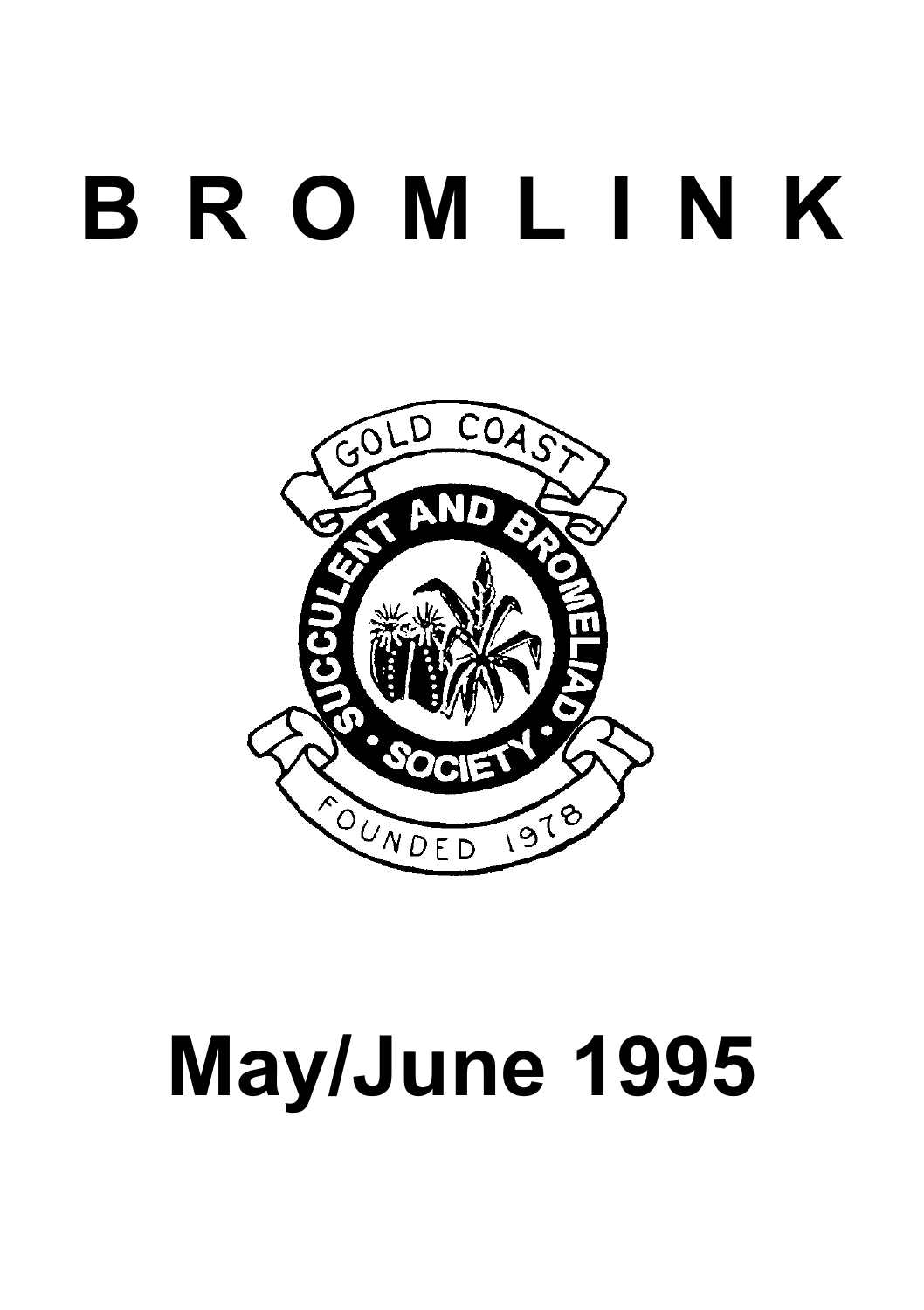# B R O M L I N K

GOLD COAST

SUCCULENT AND BROMELIAD SOCIETY

FOUNDED 1978

# May/June 1995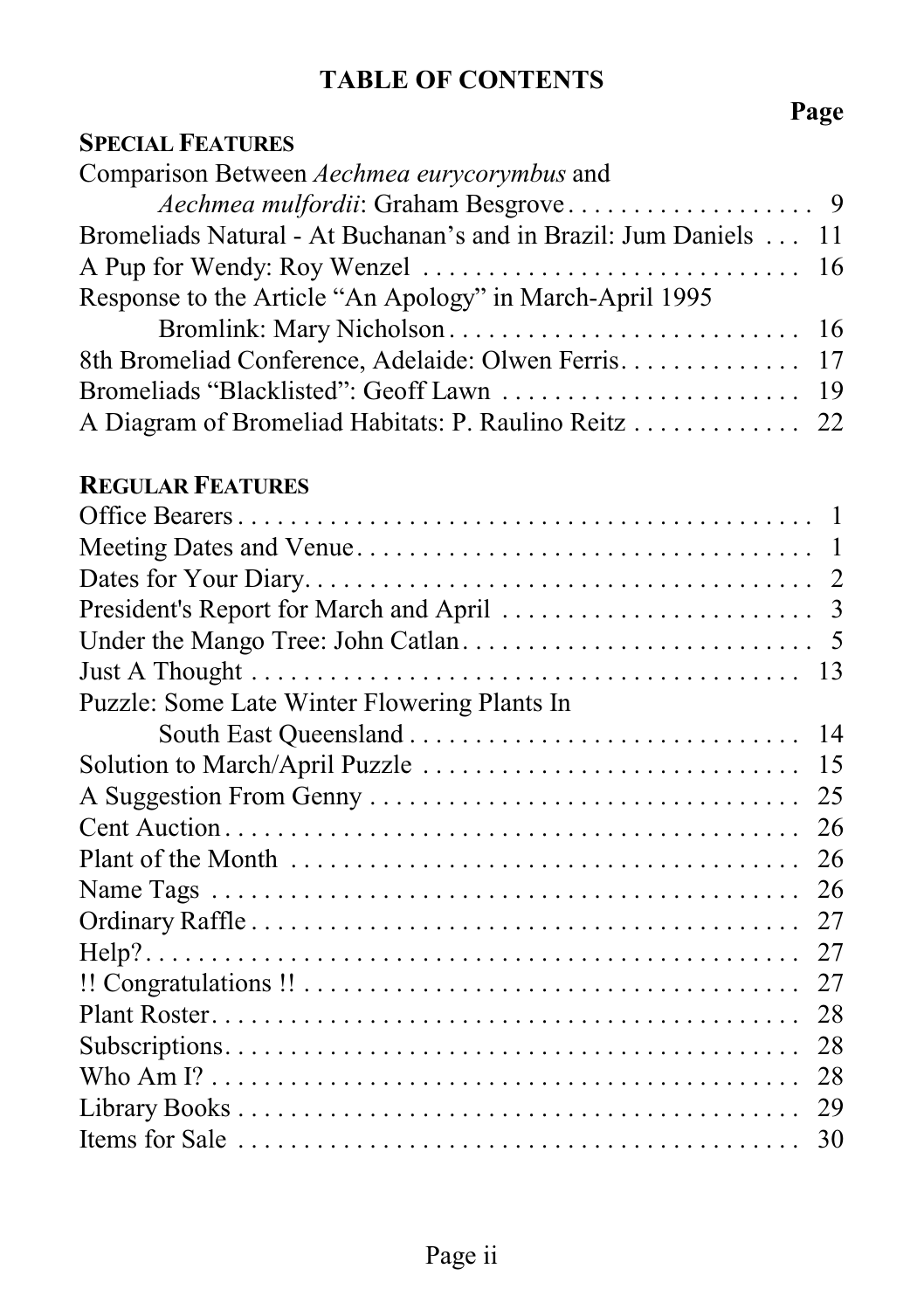# TABLE OF CONTENTS

| | Page |
|---|---|
| **SPECIAL FEATURES** | |
| Comparison Between *Aechmea eurycorymbus* and *Aechmea mulfordii*: Graham Besgrove | 9 |
| Bromeliads Natural - At Buchanan's and in Brazil: Jum Daniels | 11 |
| A Pup for Wendy: Roy Wenzel | 16 |
| Response to the Article "An Apology" in March-April 1995 Bromlink: Mary Nicholson | 16 |
| 8th Bromeliad Conference, Adelaide: Olwen Ferris | 17 |
| Bromeliads "Blacklisted": Geoff Lawn | 19 |
| A Diagram of Bromeliad Habitats: P. Raulino Reitz | 22 |
| **REGULAR FEATURES** | |
| Office Bearers | 1 |
| Meeting Dates and Venue | 1 |
| Dates for Your Diary | 2 |
| President's Report for March and April | 3 |
| Under the Mango Tree: John Catlan | 5 |
| Just A Thought | 13 |
| Puzzle: Some Late Winter Flowering Plants In South East Queensland | 14 |
| Solution to March/April Puzzle | 15 |
| A Suggestion From Genny | 25 |
| Cent Auction | 26 |
| Plant of the Month | 26 |
| Name Tags | 26 |
| Ordinary Raffle | 27 |
| Help? | 27 |
| !! Congratulations !! | 27 |
| Plant Roster | 28 |
| Subscriptions | 28 |
| Who Am I? | 28 |
| Library Books | 29 |
| Items for Sale | 30 |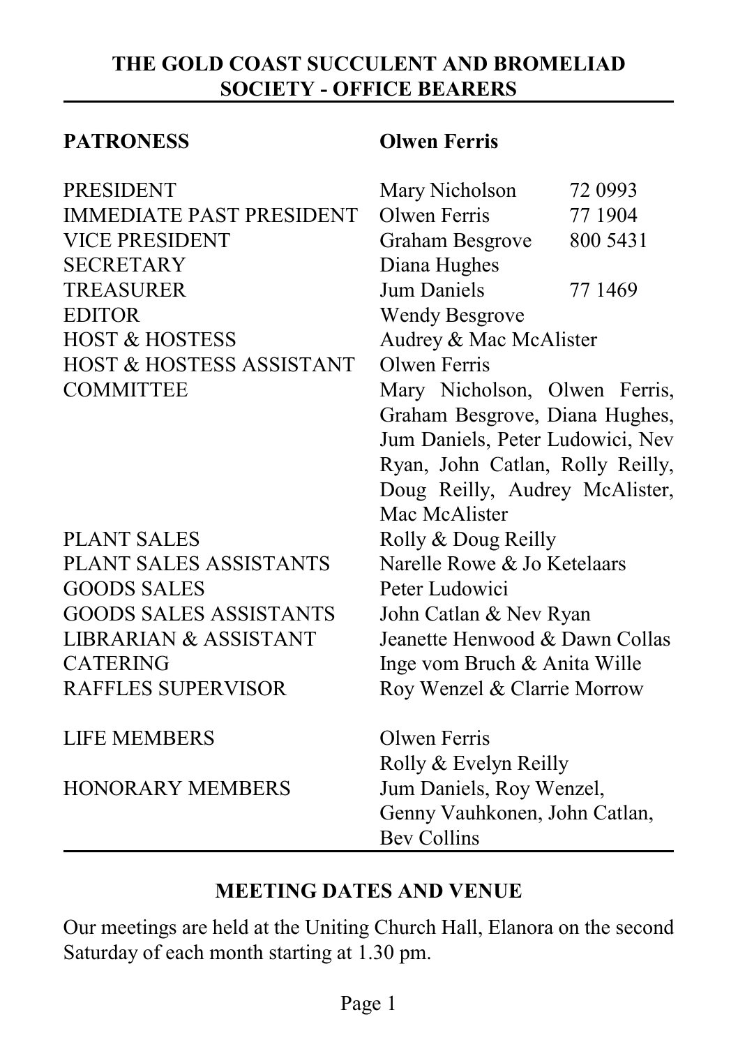## THE GOLD COAST SUCCULENT AND BROMELIAD SOCIETY - OFFICE BEARERS

| | | |
|---|---|---|
| **PATRONESS** | **Olwen Ferris** | |
| PRESIDENT | Mary Nicholson | 72 0993 |
| IMMEDIATE PAST PRESIDENT | Olwen Ferris | 77 1904 |
| VICE PRESIDENT | Graham Besgrove | 800 5431 |
| SECRETARY | Diana Hughes | |
| TREASURER | Jum Daniels | 77 1469 |
| EDITOR | Wendy Besgrove | |
| HOST & HOSTESS | Audrey & Mac McAlister | |
| HOST & HOSTESS ASSISTANT | Olwen Ferris | |
| COMMITTEE | Mary Nicholson, Olwen Ferris, Graham Besgrove, Diana Hughes, Jum Daniels, Peter Ludowici, Nev Ryan, John Catlan, Rolly Reilly, Doug Reilly, Audrey McAlister, Mac McAlister | |
| PLANT SALES | Rolly & Doug Reilly | |
| PLANT SALES ASSISTANTS | Narelle Rowe & Jo Ketelaars | |
| GOODS SALES | Peter Ludowici | |
| GOODS SALES ASSISTANTS | John Catlan & Nev Ryan | |
| LIBRARIAN & ASSISTANT | Jeanette Henwood & Dawn Collas | |
| CATERING | Inge vom Bruch & Anita Wille | |
| RAFFLES SUPERVISOR | Roy Wenzel & Clarrie Morrow | |
| LIFE MEMBERS | Olwen Ferris<br>Rolly & Evelyn Reilly | |
| HONORARY MEMBERS | Jum Daniels, Roy Wenzel, Genny Vauhkonen, John Catlan, Bev Collins | |

## MEETING DATES AND VENUE

Our meetings are held at the Uniting Church Hall, Elanora on the second Saturday of each month starting at 1.30 pm.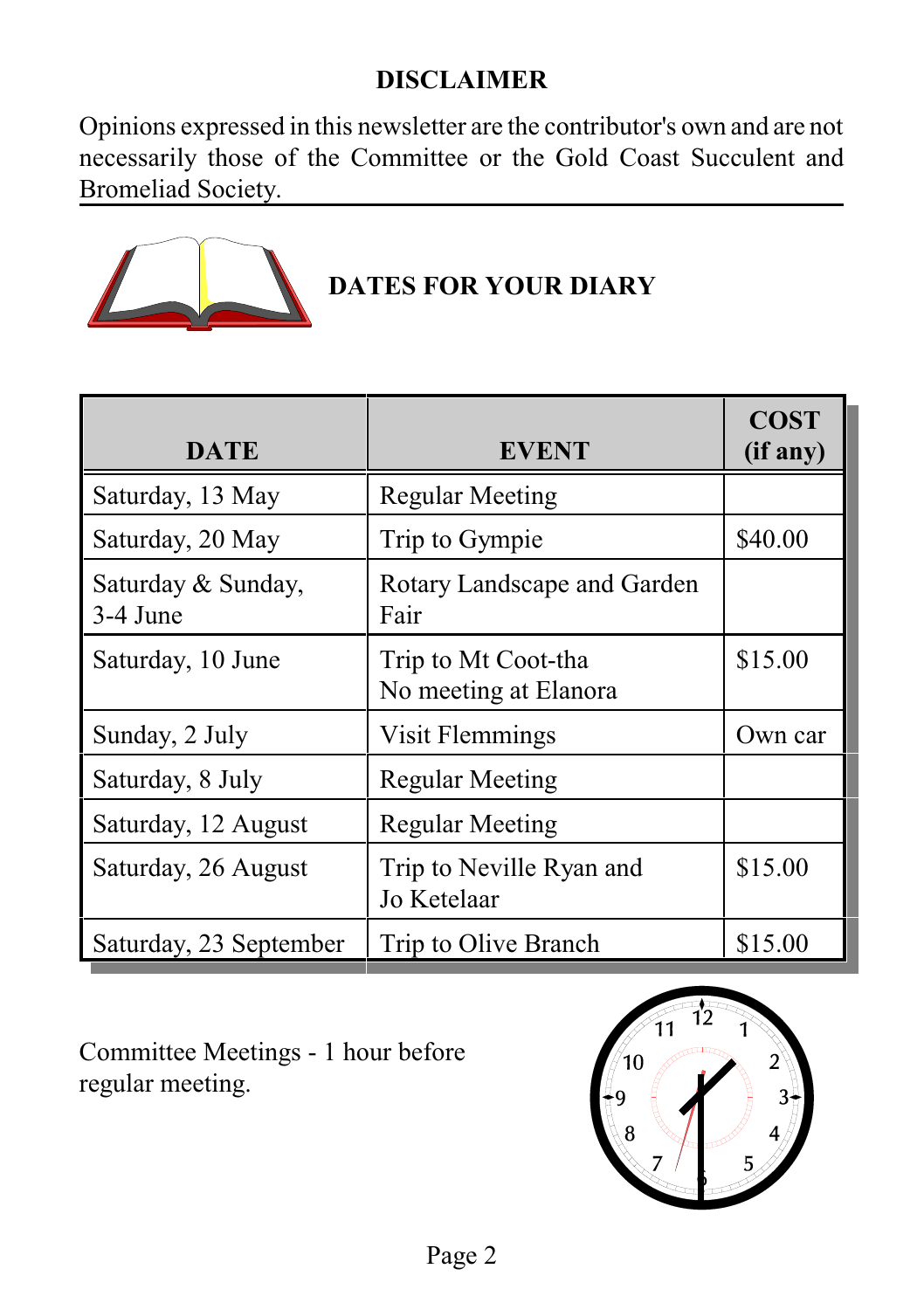## DISCLAIMER

Opinions expressed in this newsletter are the contributor's own and are not necessarily those of the Committee or the Gold Coast Succulent and Bromeliad Society.

## DATES FOR YOUR DIARY

| DATE | EVENT | COST (if any) |
|---|---|---|
| Saturday, 13 May | Regular Meeting | |
| Saturday, 20 May | Trip to Gympie | $40.00 |
| Saturday & Sunday, 3-4 June | Rotary Landscape and Garden Fair | |
| Saturday, 10 June | Trip to Mt Coot-tha<br>No meeting at Elanora | $15.00 |
| Sunday, 2 July | Visit Flemmings | Own car |
| Saturday, 8 July | Regular Meeting | |
| Saturday, 12 August | Regular Meeting | |
| Saturday, 26 August | Trip to Neville Ryan and Jo Ketelaar | $15.00 |
| Saturday, 23 September | Trip to Olive Branch | $15.00 |

Committee Meetings - 1 hour before regular meeting.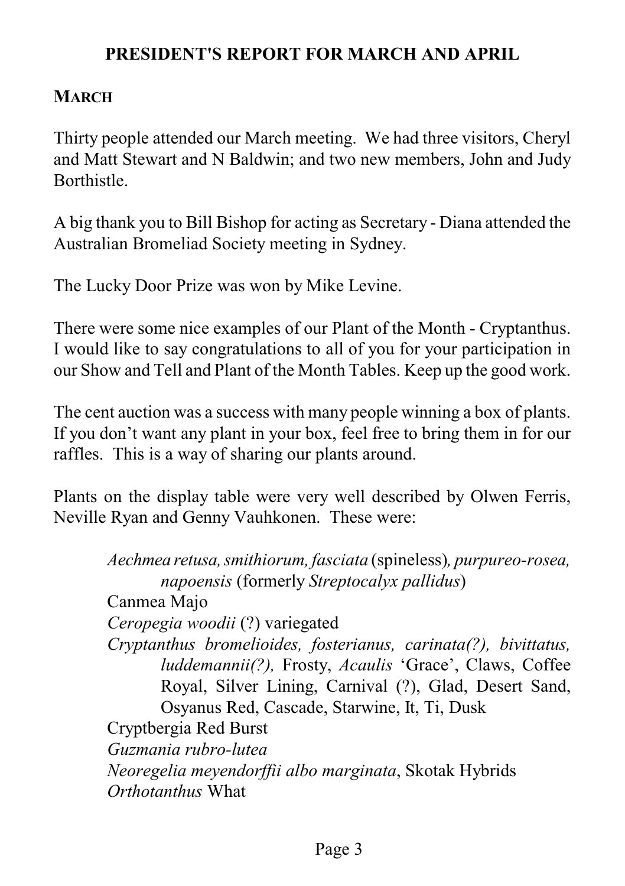## PRESIDENT'S REPORT FOR MARCH AND APRIL

### MARCH

Thirty people attended our March meeting. We had three visitors, Cheryl and Matt Stewart and N Baldwin; and two new members, John and Judy Borthistle.

A big thank you to Bill Bishop for acting as Secretary - Diana attended the Australian Bromeliad Society meeting in Sydney.

The Lucky Door Prize was won by Mike Levine.

There were some nice examples of our Plant of the Month - Cryptanthus. I would like to say congratulations to all of you for your participation in our Show and Tell and Plant of the Month Tables. Keep up the good work.

The cent auction was a success with many people winning a box of plants. If you don't want any plant in your box, feel free to bring them in for our raffles. This is a way of sharing our plants around.

Plants on the display table were very well described by Olwen Ferris, Neville Ryan and Genny Vauhkonen. These were:

*Aechmea retusa, smithiorum, fasciata* (spineless)*, purpureo-rosea, napoensis* (formerly *Streptocalyx pallidus*)
Canmea Majo
*Ceropegia woodii* (?) variegated
*Cryptanthus bromelioides, fosterianus, carinata(?), bivittatus, luddemannii(?),* Frosty, *Acaulis* 'Grace', Claws, Coffee Royal, Silver Lining, Carnival (?), Glad, Desert Sand, Osyanus Red, Cascade, Starwine, It, Ti, Dusk
Cryptbergia Red Burst
*Guzmania rubro-lutea*
*Neoregelia meyendorffii albo marginata*, Skotak Hybrids
*Orthotanthus* What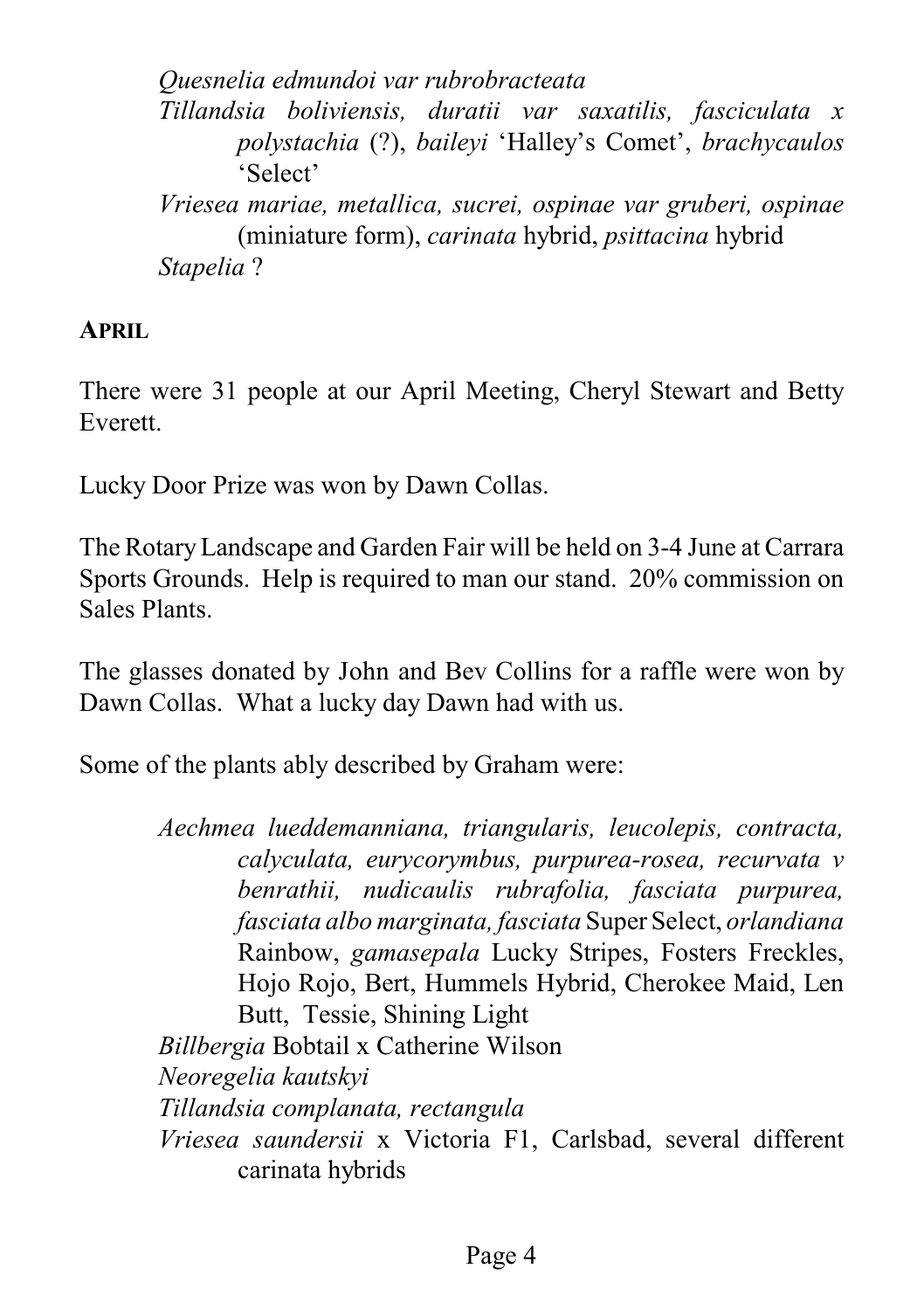*Quesnelia edmundoi var rubrobracteata*

*Tillandsia boliviensis, duratii var saxatilis, fasciculata x polystachia* (?), *baileyi* 'Halley's Comet', *brachycaulos* 'Select'

*Vriesea mariae, metallica, sucrei, ospinae var gruberi, ospinae* (miniature form), *carinata* hybrid, *psittacina* hybrid

*Stapelia* ?

## APRIL

There were 31 people at our April Meeting, Cheryl Stewart and Betty Everett.

Lucky Door Prize was won by Dawn Collas.

The Rotary Landscape and Garden Fair will be held on 3-4 June at Carrara Sports Grounds. Help is required to man our stand. 20% commission on Sales Plants.

The glasses donated by John and Bev Collins for a raffle were won by Dawn Collas. What a lucky day Dawn had with us.

Some of the plants ably described by Graham were:

*Aechmea lueddemanniana, triangularis, leucolepis, contracta, calyculata, eurycorymbus, purpurea-rosea, recurvata v benrathii, nudicaulis rubrafolia, fasciata purpurea, fasciata albo marginata, fasciata* Super Select, *orlandiana* Rainbow, *gamasepala* Lucky Stripes, Fosters Freckles, Hojo Rojo, Bert, Hummels Hybrid, Cherokee Maid, Len Butt, Tessie, Shining Light

*Billbergia* Bobtail x Catherine Wilson

*Neoregelia kautskyi*

*Tillandsia complanata, rectangula*

*Vriesea saundersii* x Victoria F1, Carlsbad, several different carinata hybrids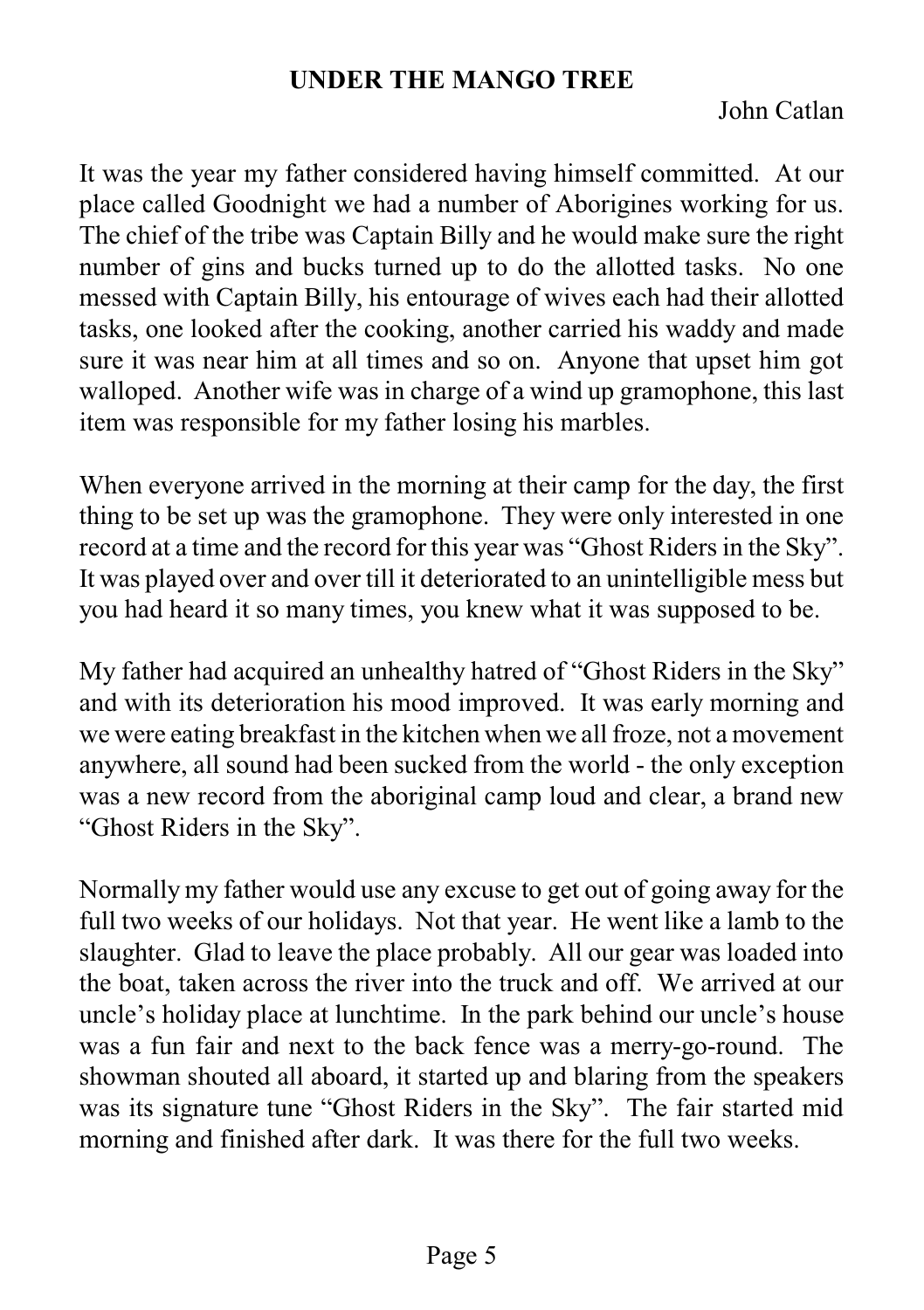## UNDER THE MANGO TREE

John Catlan

It was the year my father considered having himself committed. At our place called Goodnight we had a number of Aborigines working for us. The chief of the tribe was Captain Billy and he would make sure the right number of gins and bucks turned up to do the allotted tasks. No one messed with Captain Billy, his entourage of wives each had their allotted tasks, one looked after the cooking, another carried his waddy and made sure it was near him at all times and so on. Anyone that upset him got walloped. Another wife was in charge of a wind up gramophone, this last item was responsible for my father losing his marbles.

When everyone arrived in the morning at their camp for the day, the first thing to be set up was the gramophone. They were only interested in one record at a time and the record for this year was "Ghost Riders in the Sky". It was played over and over till it deteriorated to an unintelligible mess but you had heard it so many times, you knew what it was supposed to be.

My father had acquired an unhealthy hatred of "Ghost Riders in the Sky" and with its deterioration his mood improved. It was early morning and we were eating breakfast in the kitchen when we all froze, not a movement anywhere, all sound had been sucked from the world - the only exception was a new record from the aboriginal camp loud and clear, a brand new "Ghost Riders in the Sky".

Normally my father would use any excuse to get out of going away for the full two weeks of our holidays. Not that year. He went like a lamb to the slaughter. Glad to leave the place probably. All our gear was loaded into the boat, taken across the river into the truck and off. We arrived at our uncle's holiday place at lunchtime. In the park behind our uncle's house was a fun fair and next to the back fence was a merry-go-round. The showman shouted all aboard, it started up and blaring from the speakers was its signature tune "Ghost Riders in the Sky". The fair started mid morning and finished after dark. It was there for the full two weeks.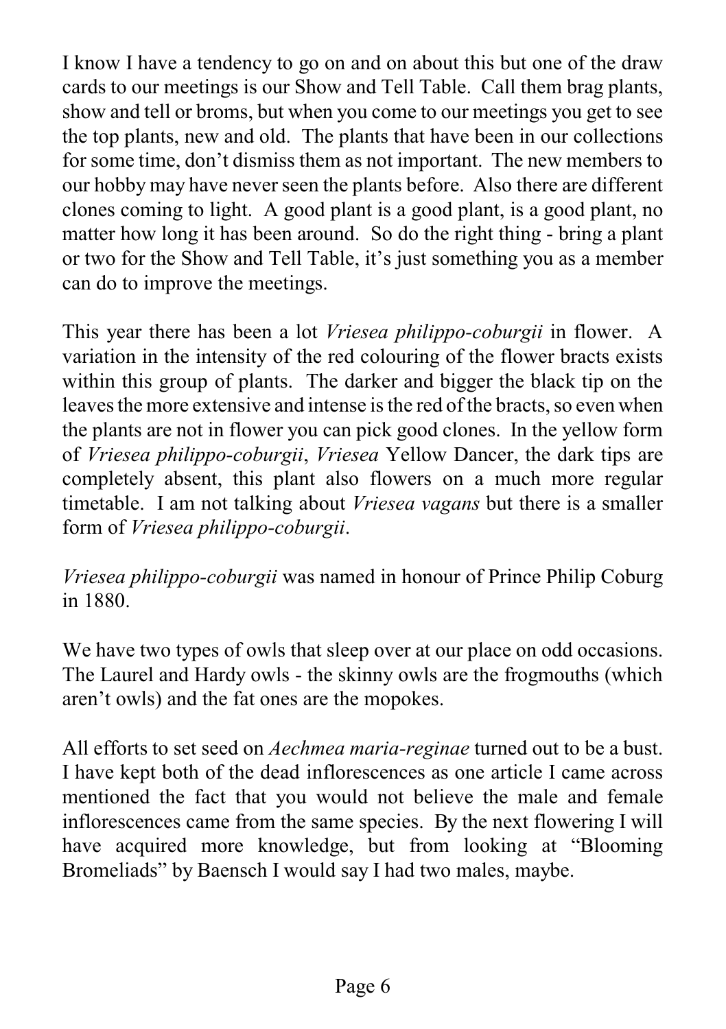I know I have a tendency to go on and on about this but one of the draw cards to our meetings is our Show and Tell Table. Call them brag plants, show and tell or broms, but when you come to our meetings you get to see the top plants, new and old. The plants that have been in our collections for some time, don't dismiss them as not important. The new members to our hobby may have never seen the plants before. Also there are different clones coming to light. A good plant is a good plant, is a good plant, no matter how long it has been around. So do the right thing - bring a plant or two for the Show and Tell Table, it's just something you as a member can do to improve the meetings.

This year there has been a lot *Vriesea philippo-coburgii* in flower. A variation in the intensity of the red colouring of the flower bracts exists within this group of plants. The darker and bigger the black tip on the leaves the more extensive and intense is the red of the bracts, so even when the plants are not in flower you can pick good clones. In the yellow form of *Vriesea philippo-coburgii*, *Vriesea* Yellow Dancer, the dark tips are completely absent, this plant also flowers on a much more regular timetable. I am not talking about *Vriesea vagans* but there is a smaller form of *Vriesea philippo-coburgii*.

*Vriesea philippo-coburgii* was named in honour of Prince Philip Coburg in 1880.

We have two types of owls that sleep over at our place on odd occasions. The Laurel and Hardy owls - the skinny owls are the frogmouths (which aren't owls) and the fat ones are the mopokes.

All efforts to set seed on *Aechmea maria-reginae* turned out to be a bust. I have kept both of the dead inflorescences as one article I came across mentioned the fact that you would not believe the male and female inflorescences came from the same species. By the next flowering I will have acquired more knowledge, but from looking at "Blooming Bromeliads" by Baensch I would say I had two males, maybe.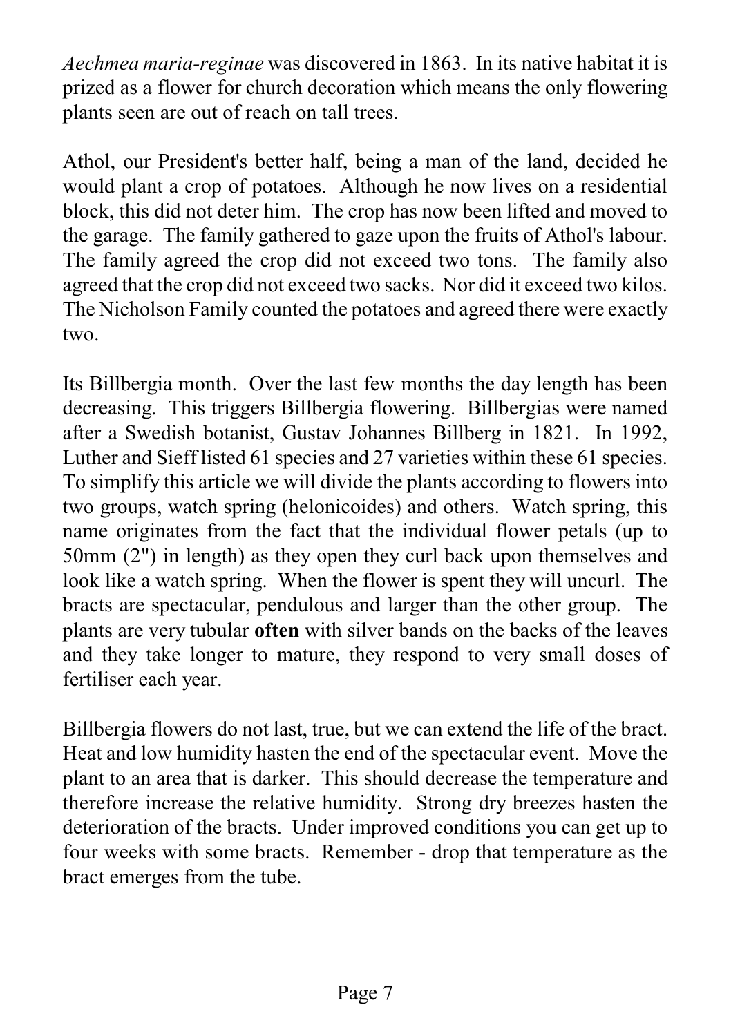*Aechmea maria-reginae* was discovered in 1863. In its native habitat it is prized as a flower for church decoration which means the only flowering plants seen are out of reach on tall trees.

Athol, our President's better half, being a man of the land, decided he would plant a crop of potatoes. Although he now lives on a residential block, this did not deter him. The crop has now been lifted and moved to the garage. The family gathered to gaze upon the fruits of Athol's labour. The family agreed the crop did not exceed two tons. The family also agreed that the crop did not exceed two sacks. Nor did it exceed two kilos. The Nicholson Family counted the potatoes and agreed there were exactly two.

Its Billbergia month. Over the last few months the day length has been decreasing. This triggers Billbergia flowering. Billbergias were named after a Swedish botanist, Gustav Johannes Billberg in 1821. In 1992, Luther and Sieff listed 61 species and 27 varieties within these 61 species. To simplify this article we will divide the plants according to flowers into two groups, watch spring (helonicoides) and others. Watch spring, this name originates from the fact that the individual flower petals (up to 50mm (2") in length) as they open they curl back upon themselves and look like a watch spring. When the flower is spent they will uncurl. The bracts are spectacular, pendulous and larger than the other group. The plants are very tubular **often** with silver bands on the backs of the leaves and they take longer to mature, they respond to very small doses of fertiliser each year.

Billbergia flowers do not last, true, but we can extend the life of the bract. Heat and low humidity hasten the end of the spectacular event. Move the plant to an area that is darker. This should decrease the temperature and therefore increase the relative humidity. Strong dry breezes hasten the deterioration of the bracts. Under improved conditions you can get up to four weeks with some bracts. Remember - drop that temperature as the bract emerges from the tube.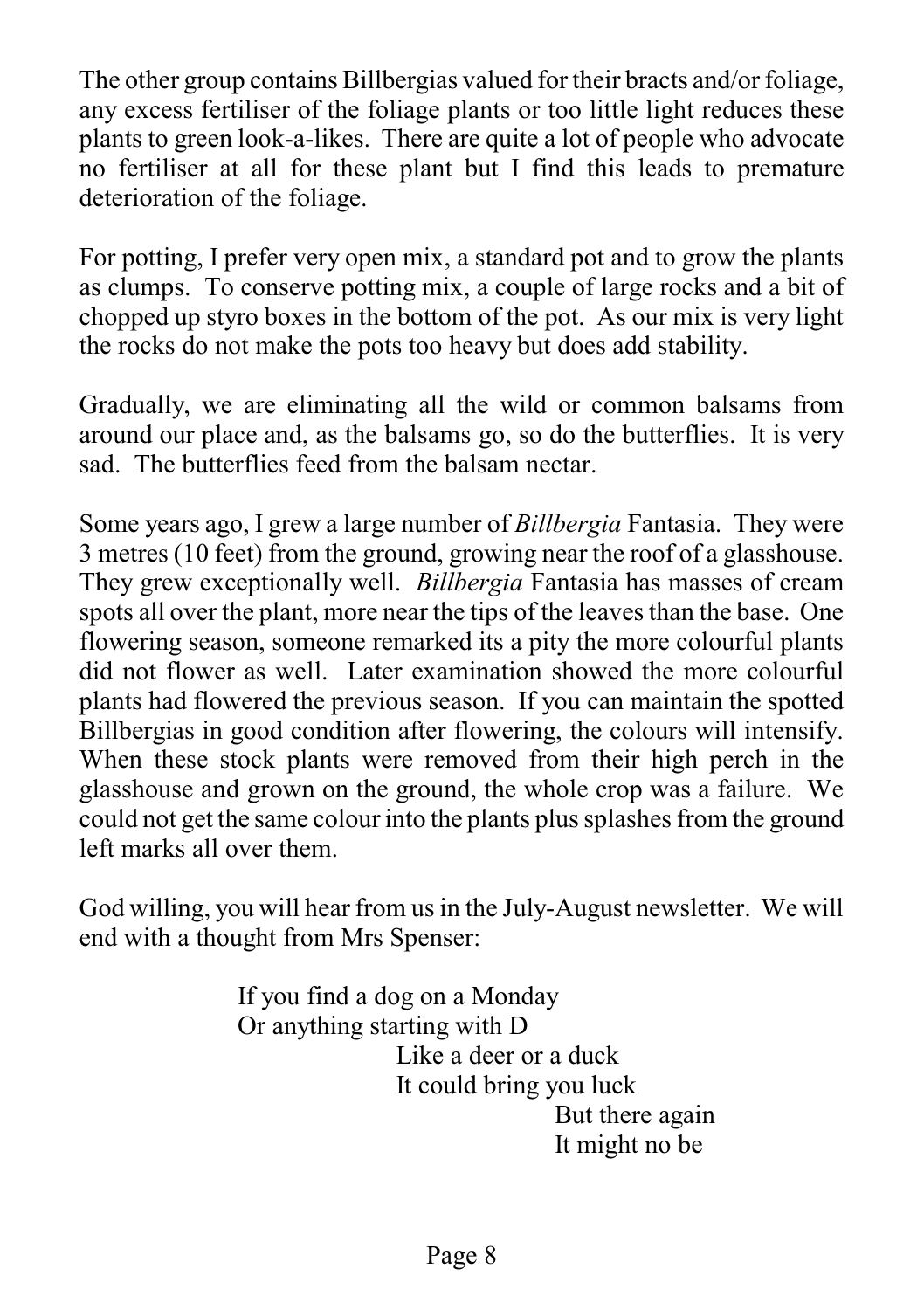The other group contains Billbergias valued for their bracts and/or foliage, any excess fertiliser of the foliage plants or too little light reduces these plants to green look-a-likes. There are quite a lot of people who advocate no fertiliser at all for these plant but I find this leads to premature deterioration of the foliage.

For potting, I prefer very open mix, a standard pot and to grow the plants as clumps. To conserve potting mix, a couple of large rocks and a bit of chopped up styro boxes in the bottom of the pot. As our mix is very light the rocks do not make the pots too heavy but does add stability.

Gradually, we are eliminating all the wild or common balsams from around our place and, as the balsams go, so do the butterflies. It is very sad. The butterflies feed from the balsam nectar.

Some years ago, I grew a large number of *Billbergia* Fantasia. They were 3 metres (10 feet) from the ground, growing near the roof of a glasshouse. They grew exceptionally well. *Billbergia* Fantasia has masses of cream spots all over the plant, more near the tips of the leaves than the base. One flowering season, someone remarked its a pity the more colourful plants did not flower as well. Later examination showed the more colourful plants had flowered the previous season. If you can maintain the spotted Billbergias in good condition after flowering, the colours will intensify. When these stock plants were removed from their high perch in the glasshouse and grown on the ground, the whole crop was a failure. We could not get the same colour into the plants plus splashes from the ground left marks all over them.

God willing, you will hear from us in the July-August newsletter. We will end with a thought from Mrs Spenser:

> If you find a dog on a Monday
> Or anything starting with D
> Like a deer or a duck
> It could bring you luck
> But there again
> It might no be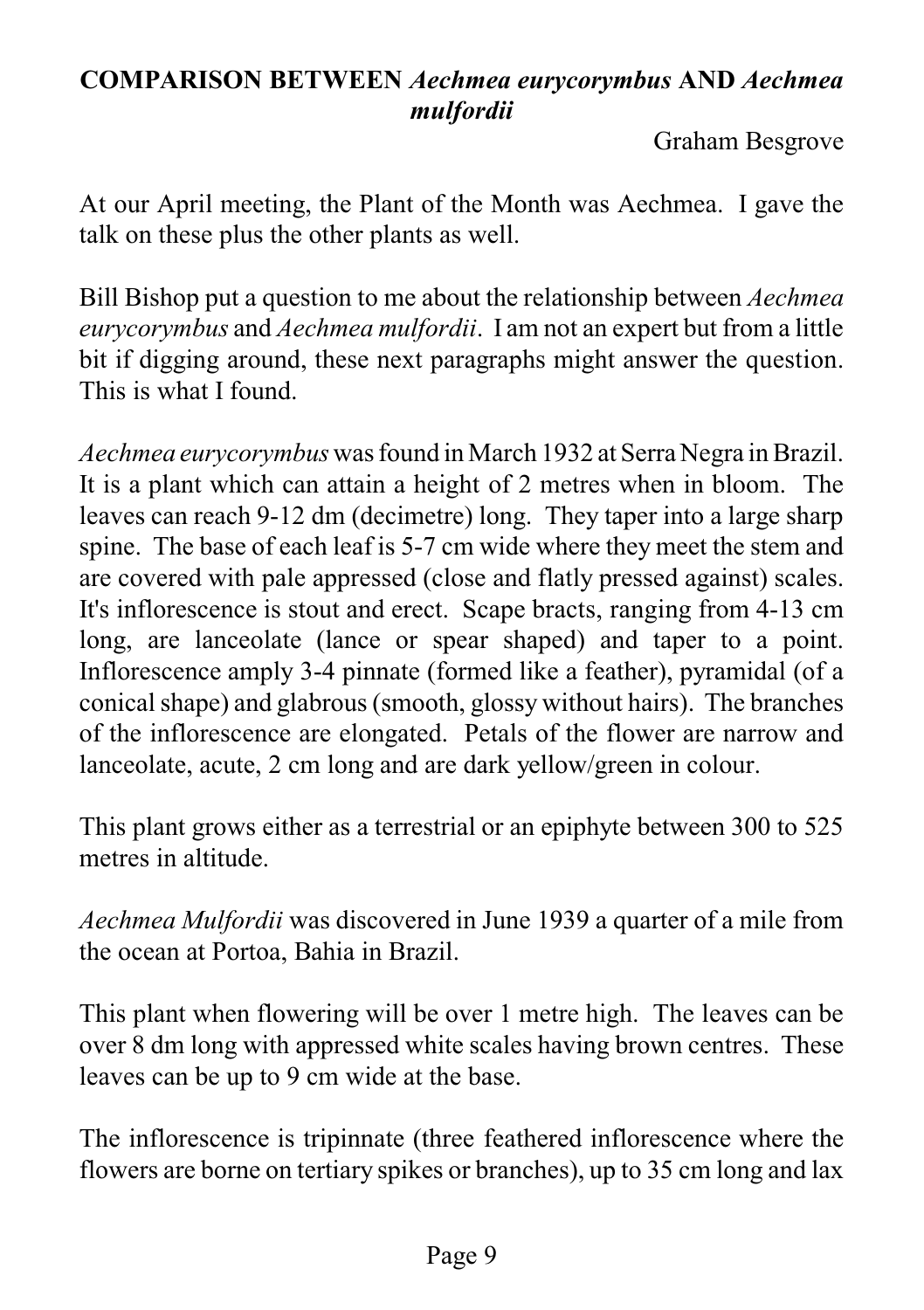## COMPARISON BETWEEN *Aechmea eurycorymbus* AND *Aechmea mulfordii*

Graham Besgrove

At our April meeting, the Plant of the Month was Aechmea. I gave the talk on these plus the other plants as well.

Bill Bishop put a question to me about the relationship between *Aechmea eurycorymbus* and *Aechmea mulfordii*. I am not an expert but from a little bit if digging around, these next paragraphs might answer the question. This is what I found.

*Aechmea eurycorymbus* was found in March 1932 at Serra Negra in Brazil. It is a plant which can attain a height of 2 metres when in bloom. The leaves can reach 9-12 dm (decimetre) long. They taper into a large sharp spine. The base of each leaf is 5-7 cm wide where they meet the stem and are covered with pale appressed (close and flatly pressed against) scales. It's inflorescence is stout and erect. Scape bracts, ranging from 4-13 cm long, are lanceolate (lance or spear shaped) and taper to a point. Inflorescence amply 3-4 pinnate (formed like a feather), pyramidal (of a conical shape) and glabrous (smooth, glossy without hairs). The branches of the inflorescence are elongated. Petals of the flower are narrow and lanceolate, acute, 2 cm long and are dark yellow/green in colour.

This plant grows either as a terrestrial or an epiphyte between 300 to 525 metres in altitude.

*Aechmea Mulfordii* was discovered in June 1939 a quarter of a mile from the ocean at Portoa, Bahia in Brazil.

This plant when flowering will be over 1 metre high. The leaves can be over 8 dm long with appressed white scales having brown centres. These leaves can be up to 9 cm wide at the base.

The inflorescence is tripinnate (three feathered inflorescence where the flowers are borne on tertiary spikes or branches), up to 35 cm long and lax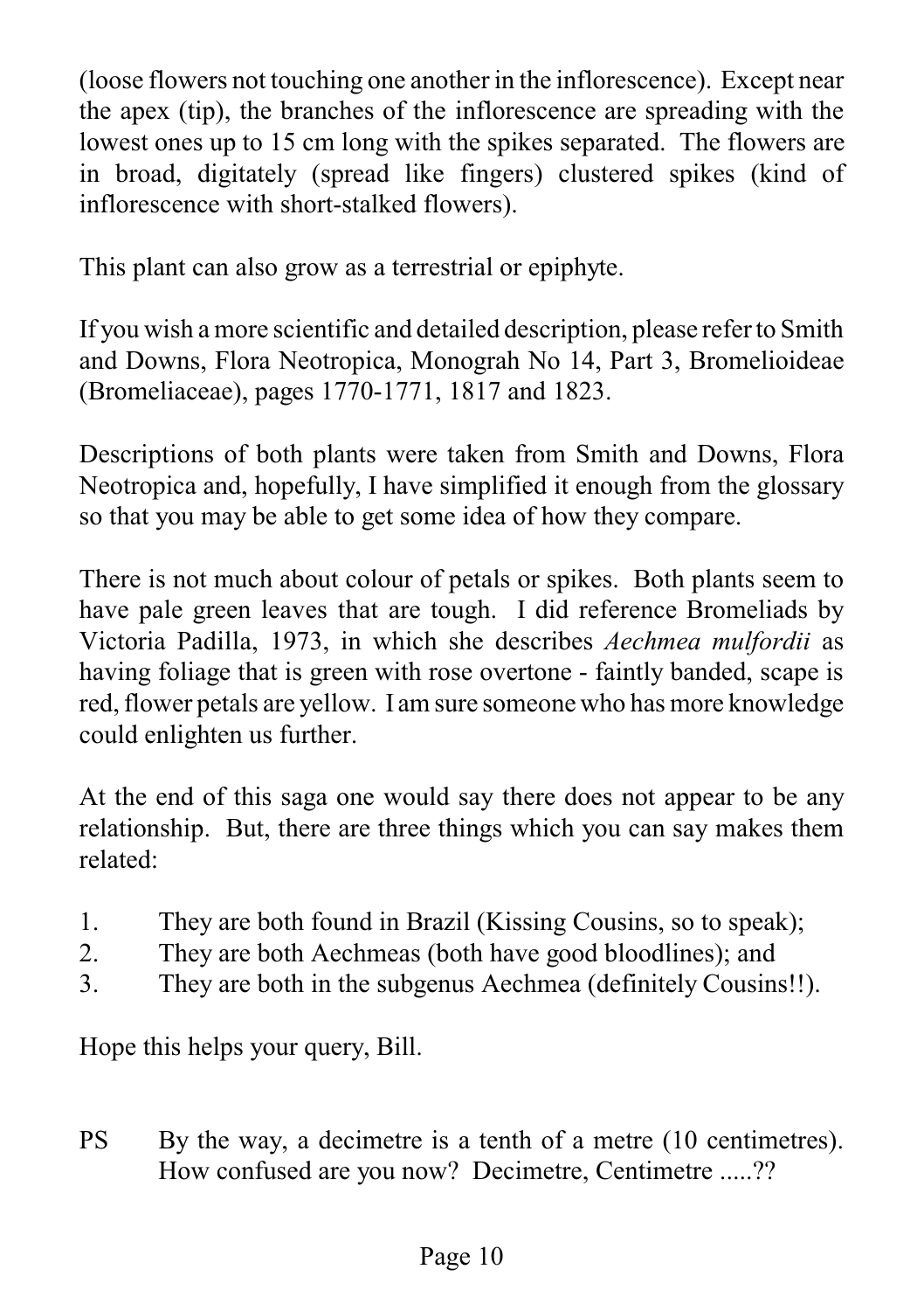(loose flowers not touching one another in the inflorescence). Except near the apex (tip), the branches of the inflorescence are spreading with the lowest ones up to 15 cm long with the spikes separated. The flowers are in broad, digitately (spread like fingers) clustered spikes (kind of inflorescence with short-stalked flowers).

This plant can also grow as a terrestrial or epiphyte.

If you wish a more scientific and detailed description, please refer to Smith and Downs, Flora Neotropica, Monograh No 14, Part 3, Bromelioideae (Bromeliaceae), pages 1770-1771, 1817 and 1823.

Descriptions of both plants were taken from Smith and Downs, Flora Neotropica and, hopefully, I have simplified it enough from the glossary so that you may be able to get some idea of how they compare.

There is not much about colour of petals or spikes. Both plants seem to have pale green leaves that are tough. I did reference Bromeliads by Victoria Padilla, 1973, in which she describes *Aechmea mulfordii* as having foliage that is green with rose overtone - faintly banded, scape is red, flower petals are yellow. I am sure someone who has more knowledge could enlighten us further.

At the end of this saga one would say there does not appear to be any relationship. But, there are three things which you can say makes them related:

1. They are both found in Brazil (Kissing Cousins, so to speak);
2. They are both Aechmeas (both have good bloodlines); and
3. They are both in the subgenus Aechmea (definitely Cousins!!).

Hope this helps your query, Bill.

PS By the way, a decimetre is a tenth of a metre (10 centimetres). How confused are you now? Decimetre, Centimetre .....??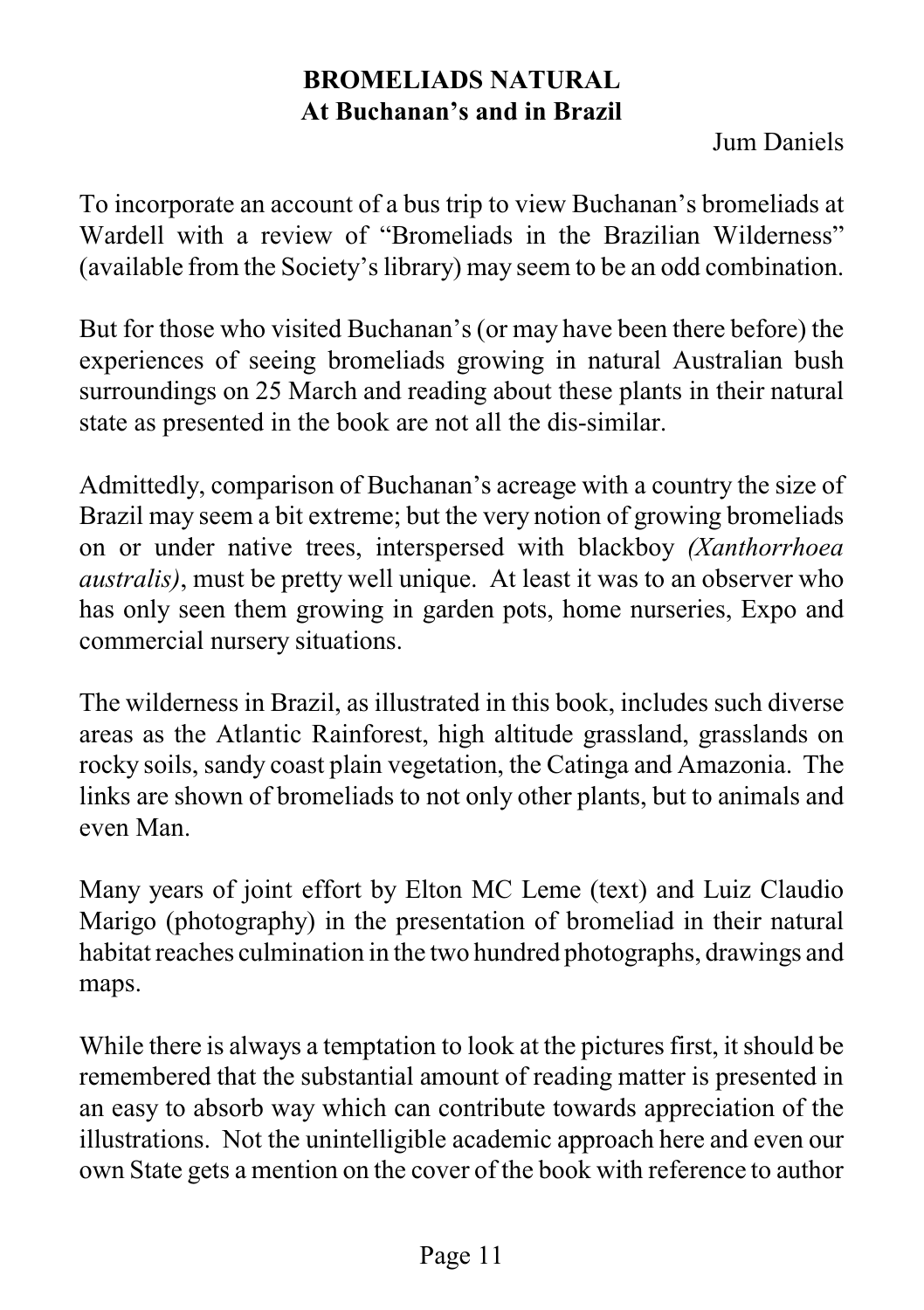**BROMELIADS NATURAL**
**At Buchanan's and in Brazil**

Jum Daniels

To incorporate an account of a bus trip to view Buchanan's bromeliads at Wardell with a review of "Bromeliads in the Brazilian Wilderness" (available from the Society's library) may seem to be an odd combination.

But for those who visited Buchanan's (or may have been there before) the experiences of seeing bromeliads growing in natural Australian bush surroundings on 25 March and reading about these plants in their natural state as presented in the book are not all the dis-similar.

Admittedly, comparison of Buchanan's acreage with a country the size of Brazil may seem a bit extreme; but the very notion of growing bromeliads on or under native trees, interspersed with blackboy *(Xanthorrhoea australis)*, must be pretty well unique. At least it was to an observer who has only seen them growing in garden pots, home nurseries, Expo and commercial nursery situations.

The wilderness in Brazil, as illustrated in this book, includes such diverse areas as the Atlantic Rainforest, high altitude grassland, grasslands on rocky soils, sandy coast plain vegetation, the Catinga and Amazonia. The links are shown of bromeliads to not only other plants, but to animals and even Man.

Many years of joint effort by Elton MC Leme (text) and Luiz Claudio Marigo (photography) in the presentation of bromeliad in their natural habitat reaches culmination in the two hundred photographs, drawings and maps.

While there is always a temptation to look at the pictures first, it should be remembered that the substantial amount of reading matter is presented in an easy to absorb way which can contribute towards appreciation of the illustrations. Not the unintelligible academic approach here and even our own State gets a mention on the cover of the book with reference to author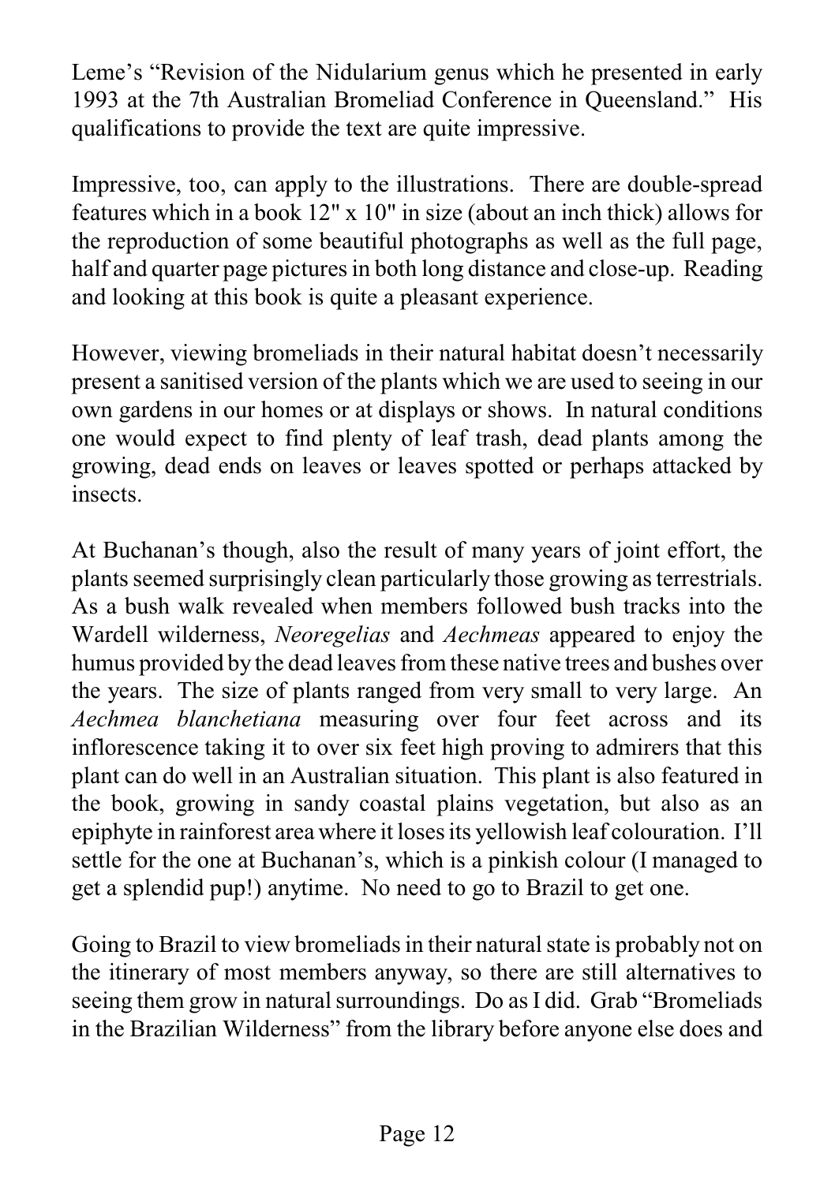Leme's "Revision of the Nidularium genus which he presented in early 1993 at the 7th Australian Bromeliad Conference in Queensland." His qualifications to provide the text are quite impressive.

Impressive, too, can apply to the illustrations. There are double-spread features which in a book 12" x 10" in size (about an inch thick) allows for the reproduction of some beautiful photographs as well as the full page, half and quarter page pictures in both long distance and close-up. Reading and looking at this book is quite a pleasant experience.

However, viewing bromeliads in their natural habitat doesn't necessarily present a sanitised version of the plants which we are used to seeing in our own gardens in our homes or at displays or shows. In natural conditions one would expect to find plenty of leaf trash, dead plants among the growing, dead ends on leaves or leaves spotted or perhaps attacked by insects.

At Buchanan's though, also the result of many years of joint effort, the plants seemed surprisingly clean particularly those growing as terrestrials. As a bush walk revealed when members followed bush tracks into the Wardell wilderness, *Neoregelias* and *Aechmeas* appeared to enjoy the humus provided by the dead leaves from these native trees and bushes over the years. The size of plants ranged from very small to very large. An *Aechmea blanchetiana* measuring over four feet across and its inflorescence taking it to over six feet high proving to admirers that this plant can do well in an Australian situation. This plant is also featured in the book, growing in sandy coastal plains vegetation, but also as an epiphyte in rainforest area where it loses its yellowish leaf colouration. I'll settle for the one at Buchanan's, which is a pinkish colour (I managed to get a splendid pup!) anytime. No need to go to Brazil to get one.

Going to Brazil to view bromeliads in their natural state is probably not on the itinerary of most members anyway, so there are still alternatives to seeing them grow in natural surroundings. Do as I did. Grab "Bromeliads in the Brazilian Wilderness" from the library before anyone else does and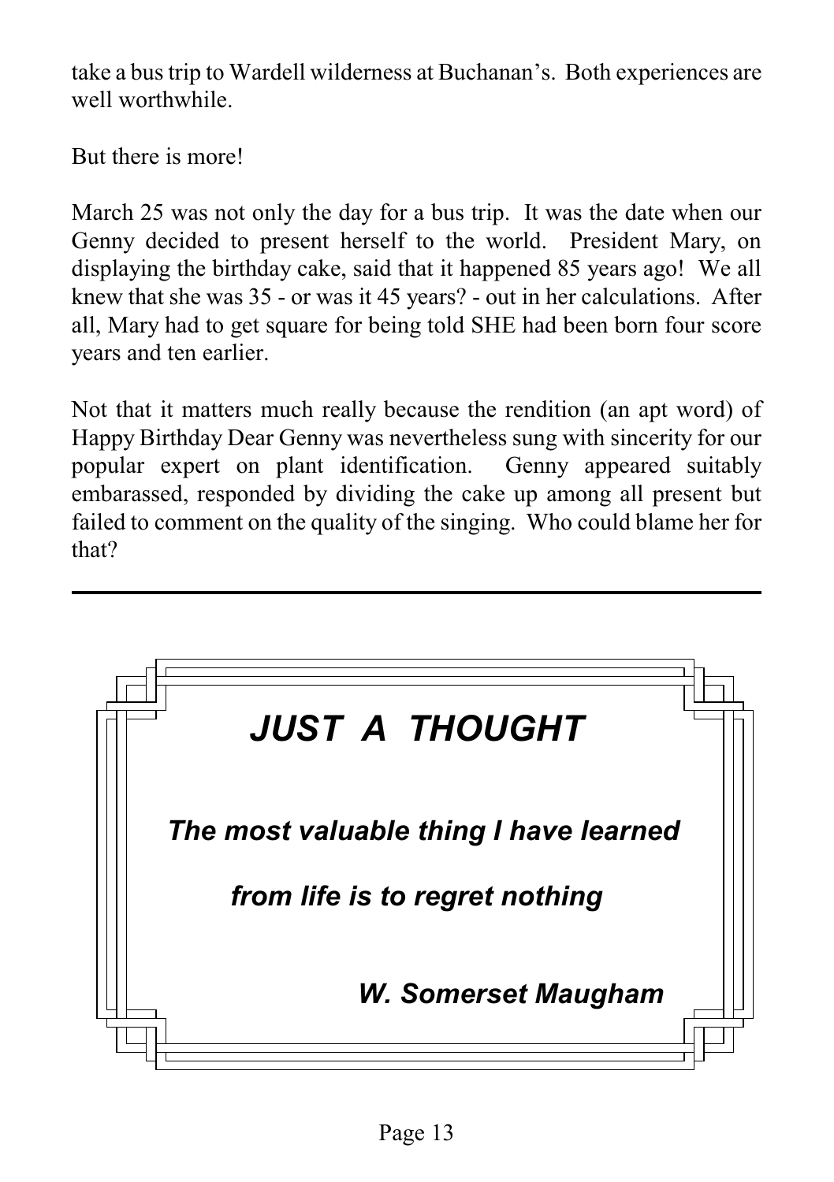take a bus trip to Wardell wilderness at Buchanan's. Both experiences are well worthwhile.

But there is more!

March 25 was not only the day for a bus trip. It was the date when our Genny decided to present herself to the world. President Mary, on displaying the birthday cake, said that it happened 85 years ago! We all knew that she was 35 - or was it 45 years? - out in her calculations. After all, Mary had to get square for being told SHE had been born four score years and ten earlier.

Not that it matters much really because the rendition (an apt word) of Happy Birthday Dear Genny was nevertheless sung with sincerity for our popular expert on plant identification. Genny appeared suitably embarassed, responded by dividing the cake up among all present but failed to comment on the quality of the singing. Who could blame her for that?

---

## *JUST A THOUGHT*

***The most valuable thing I have learned from life is to regret nothing***

***W. Somerset Maugham***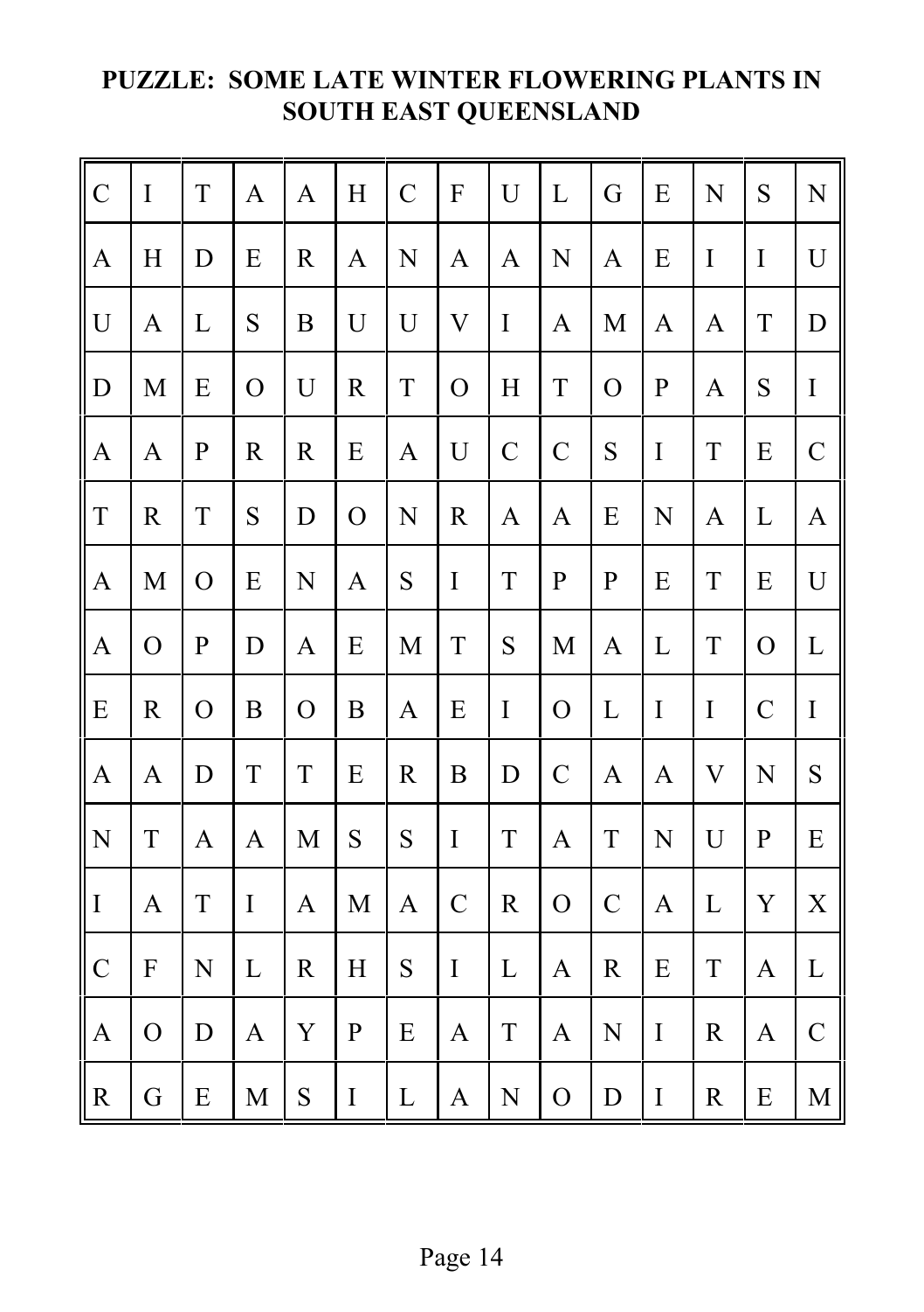# PUZZLE: SOME LATE WINTER FLOWERING PLANTS IN SOUTH EAST QUEENSLAND

| | | | | | | | | | | | | | | |
|---|---|---|---|---|---|---|---|---|---|---|---|---|---|---|
| C | I | T | A | A | H | C | F | U | L | G | E | N | S | N |
| A | H | D | E | R | A | N | A | A | N | A | E | I | I | U |
| U | A | L | S | B | U | U | V | I | A | M | A | A | T | D |
| D | M | E | O | U | R | T | O | H | T | O | P | A | S | I |
| A | A | P | R | R | E | A | U | C | C | S | I | T | E | C |
| T | R | T | S | D | O | N | R | A | A | E | N | A | L | A |
| A | M | O | E | N | A | S | I | T | P | P | E | T | E | U |
| A | O | P | D | A | E | M | T | S | M | A | L | T | O | L |
| E | R | O | B | O | B | A | E | I | O | L | I | I | C | I |
| A | A | D | T | T | E | R | B | D | C | A | A | V | N | S |
| N | T | A | A | M | S | S | I | T | A | T | N | U | P | E |
| I | A | T | I | A | M | A | C | R | O | C | A | L | Y | X |
| C | F | N | L | R | H | S | I | L | A | R | E | T | A | L |
| A | O | D | A | Y | P | E | A | T | A | N | I | R | A | C |
| R | G | E | M | S | I | L | A | N | O | D | I | R | E | M |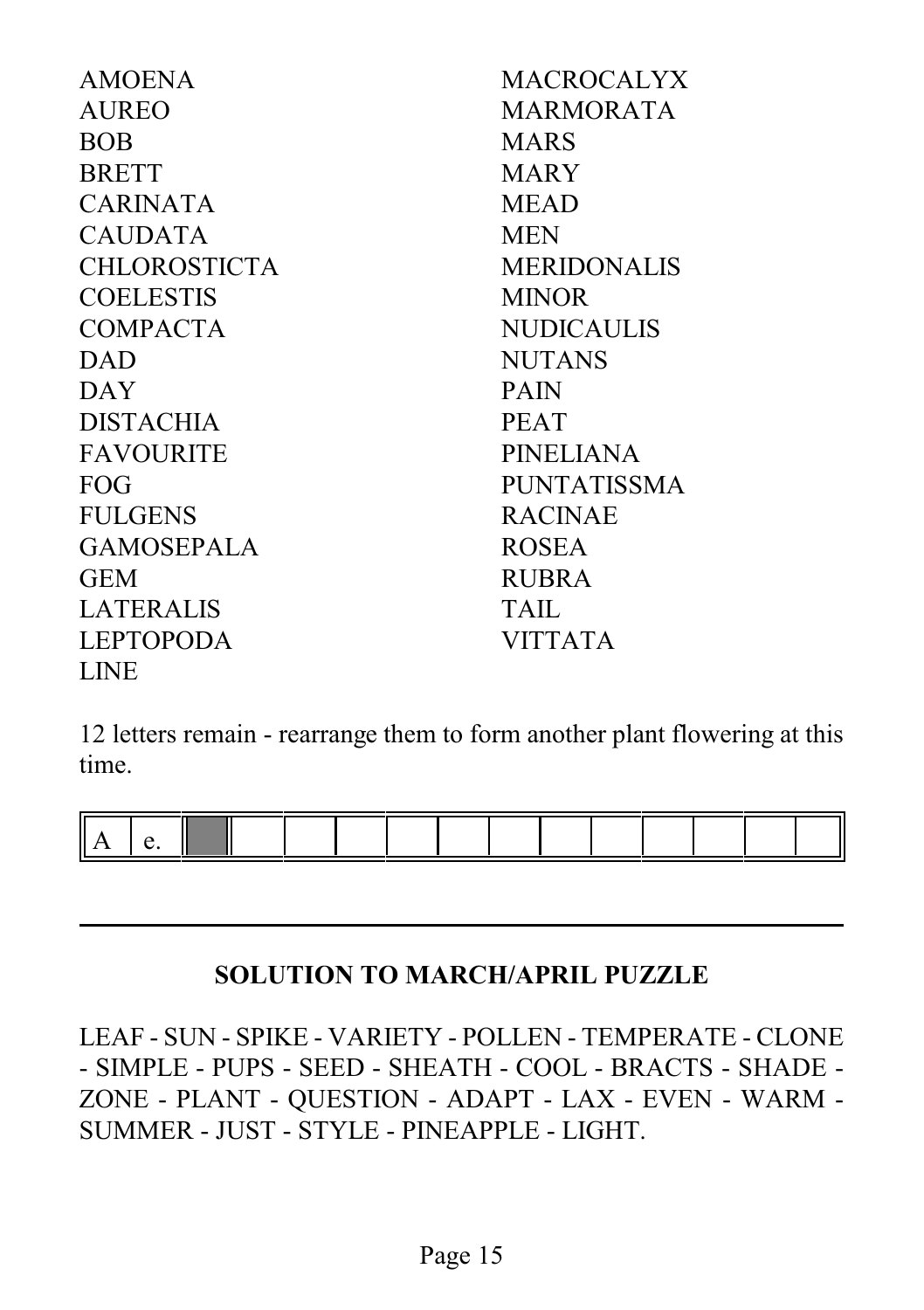AMOENA
AUREO
BOB
BRETT
CARINATA
CAUDATA
CHLOROSTICTA
COELESTIS
COMPACTA
DAD
DAY
DISTACHIA
FAVOURITE
FOG
FULGENS
GAMOSEPALA
GEM
LATERALIS
LEPTOPODA
LINE
MACROCALYX
MARMORATA
MARS
MARY
MEAD
MEN
MERIDONALIS
MINOR
NUDICAULIS
NUTANS
PAIN
PEAT
PINELIANA
PUNTATISSMA
RACINAE
ROSEA
RUBRA
TAIL
VITTATA

12 letters remain - rearrange them to form another plant flowering at this time.

| A | e. | ■ | | | | | | | | | | | |
|---|---|---|---|---|---|---|---|---|---|---|---|---|---|

---

**SOLUTION TO MARCH/APRIL PUZZLE**

LEAF - SUN - SPIKE - VARIETY - POLLEN - TEMPERATE - CLONE - SIMPLE - PUPS - SEED - SHEATH - COOL - BRACTS - SHADE - ZONE - PLANT - QUESTION - ADAPT - LAX - EVEN - WARM - SUMMER - JUST - STYLE - PINEAPPLE - LIGHT.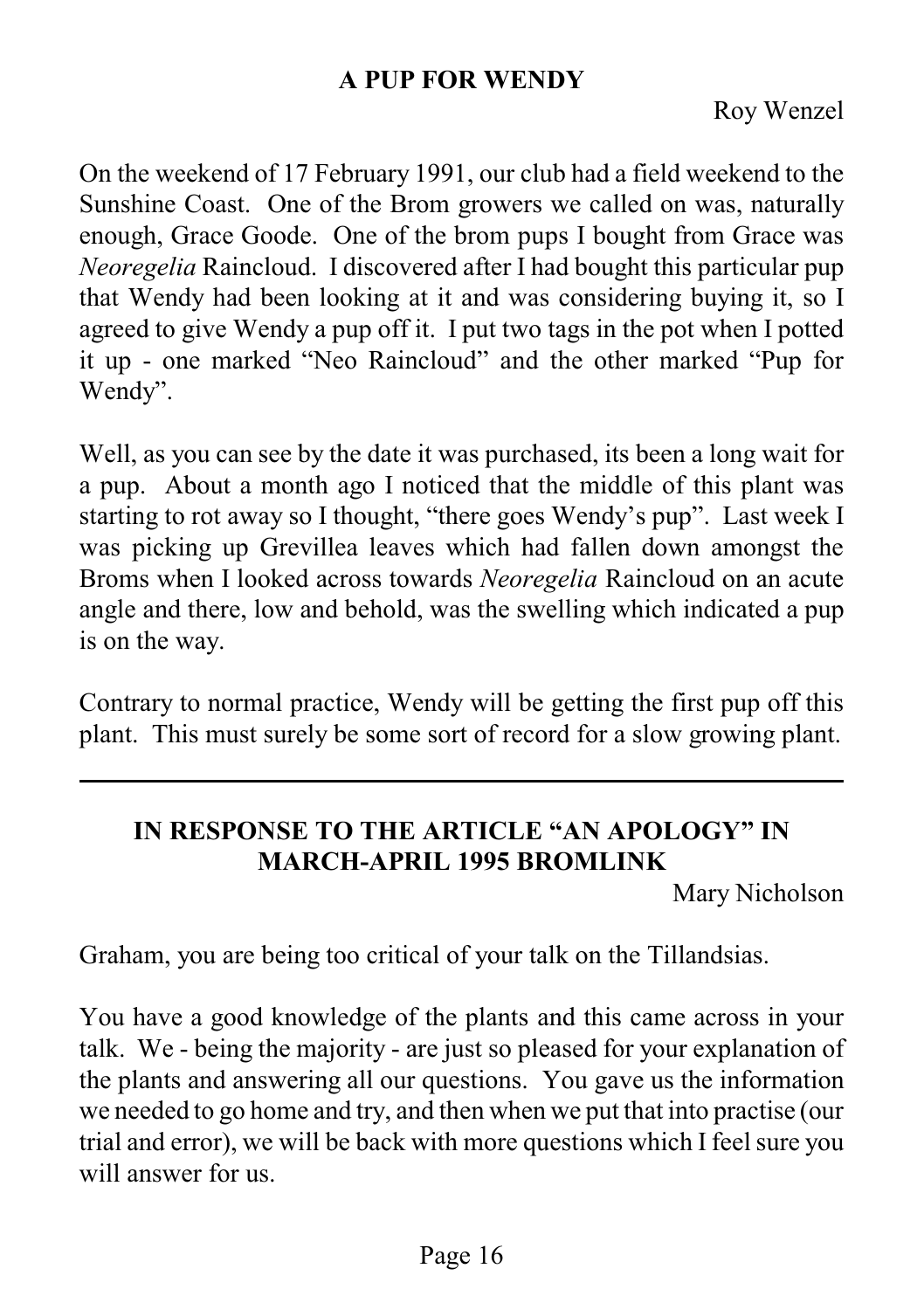## A PUP FOR WENDY

Roy Wenzel

On the weekend of 17 February 1991, our club had a field weekend to the Sunshine Coast. One of the Brom growers we called on was, naturally enough, Grace Goode. One of the brom pups I bought from Grace was *Neoregelia* Raincloud. I discovered after I had bought this particular pup that Wendy had been looking at it and was considering buying it, so I agreed to give Wendy a pup off it. I put two tags in the pot when I potted it up - one marked "Neo Raincloud" and the other marked "Pup for Wendy".

Well, as you can see by the date it was purchased, its been a long wait for a pup. About a month ago I noticed that the middle of this plant was starting to rot away so I thought, "there goes Wendy's pup". Last week I was picking up Grevillea leaves which had fallen down amongst the Broms when I looked across towards *Neoregelia* Raincloud on an acute angle and there, low and behold, was the swelling which indicated a pup is on the way.

Contrary to normal practice, Wendy will be getting the first pup off this plant. This must surely be some sort of record for a slow growing plant.

---

## IN RESPONSE TO THE ARTICLE "AN APOLOGY" IN MARCH-APRIL 1995 BROMLINK

Mary Nicholson

Graham, you are being too critical of your talk on the Tillandsias.

You have a good knowledge of the plants and this came across in your talk. We - being the majority - are just so pleased for your explanation of the plants and answering all our questions. You gave us the information we needed to go home and try, and then when we put that into practise (our trial and error), we will be back with more questions which I feel sure you will answer for us.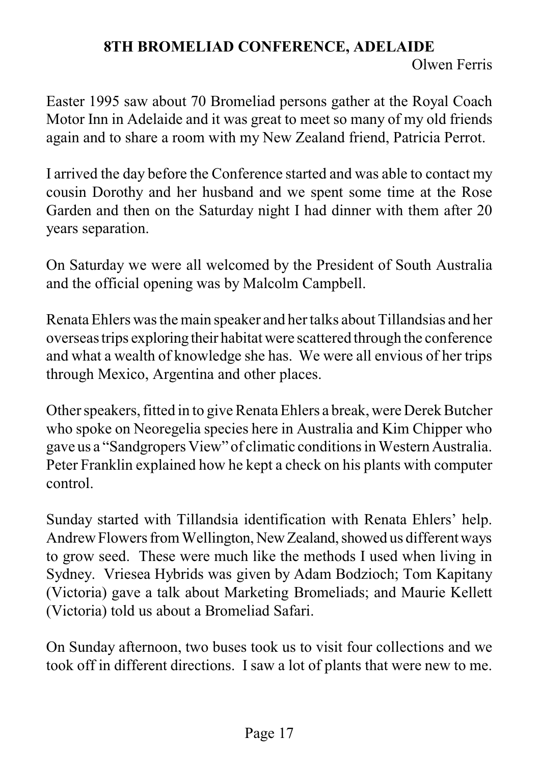## 8TH BROMELIAD CONFERENCE, ADELAIDE

Olwen Ferris

Easter 1995 saw about 70 Bromeliad persons gather at the Royal Coach Motor Inn in Adelaide and it was great to meet so many of my old friends again and to share a room with my New Zealand friend, Patricia Perrot.

I arrived the day before the Conference started and was able to contact my cousin Dorothy and her husband and we spent some time at the Rose Garden and then on the Saturday night I had dinner with them after 20 years separation.

On Saturday we were all welcomed by the President of South Australia and the official opening was by Malcolm Campbell.

Renata Ehlers was the main speaker and her talks about Tillandsias and her overseas trips exploring their habitat were scattered through the conference and what a wealth of knowledge she has. We were all envious of her trips through Mexico, Argentina and other places.

Other speakers, fitted in to give Renata Ehlers a break, were Derek Butcher who spoke on Neoregelia species here in Australia and Kim Chipper who gave us a "Sandgropers View" of climatic conditions in Western Australia. Peter Franklin explained how he kept a check on his plants with computer control.

Sunday started with Tillandsia identification with Renata Ehlers' help. Andrew Flowers from Wellington, New Zealand, showed us different ways to grow seed. These were much like the methods I used when living in Sydney. Vriesea Hybrids was given by Adam Bodzioch; Tom Kapitany (Victoria) gave a talk about Marketing Bromeliads; and Maurie Kellett (Victoria) told us about a Bromeliad Safari.

On Sunday afternoon, two buses took us to visit four collections and we took off in different directions. I saw a lot of plants that were new to me.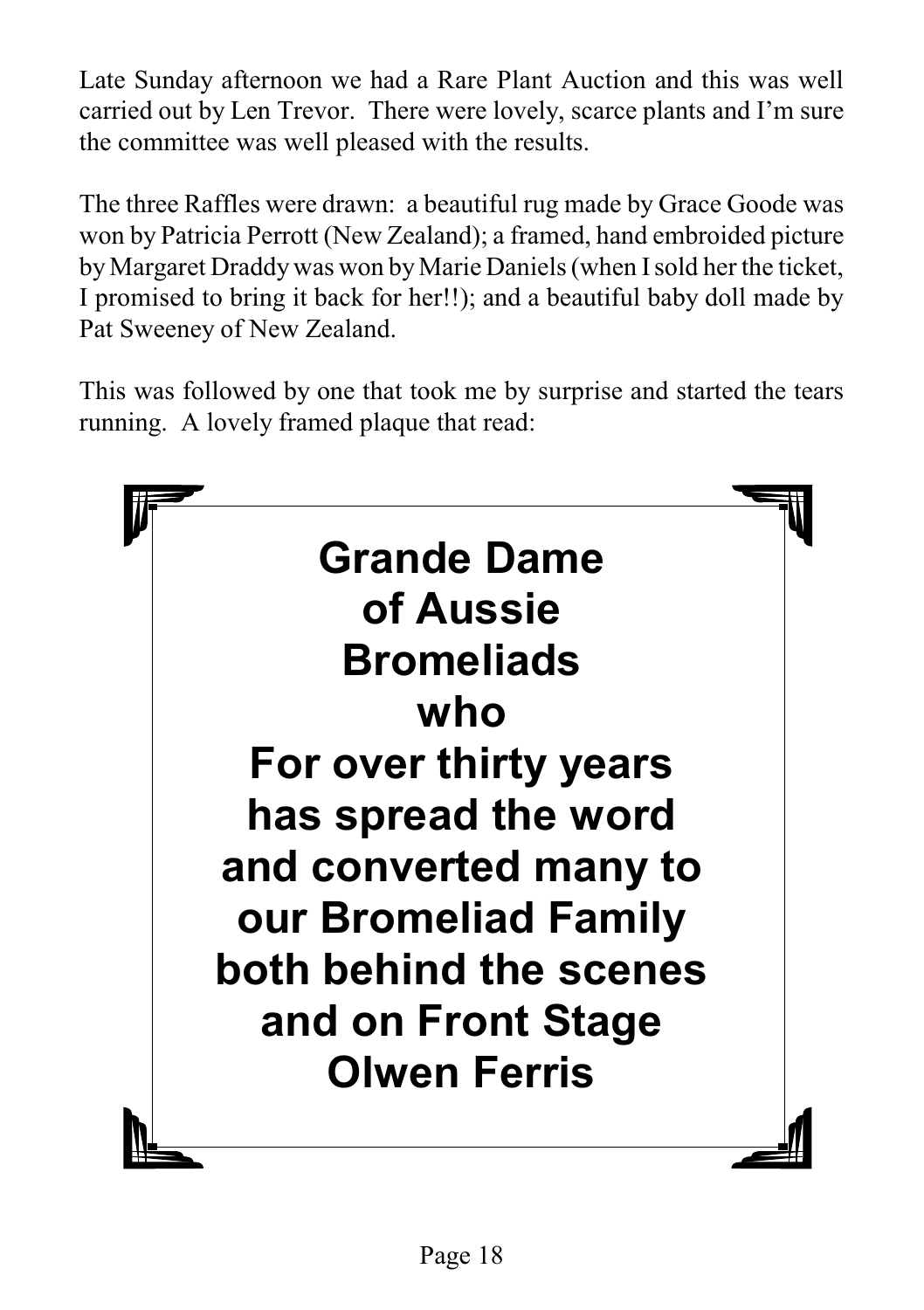Late Sunday afternoon we had a Rare Plant Auction and this was well carried out by Len Trevor. There were lovely, scarce plants and I'm sure the committee was well pleased with the results.

The three Raffles were drawn: a beautiful rug made by Grace Goode was won by Patricia Perrott (New Zealand); a framed, hand embroided picture by Margaret Draddy was won by Marie Daniels (when I sold her the ticket, I promised to bring it back for her!!); and a beautiful baby doll made by Pat Sweeney of New Zealand.

This was followed by one that took me by surprise and started the tears running. A lovely framed plaque that read:

**Grande Dame**
**of Aussie**
**Bromeliads**
**who**
**For over thirty years**
**has spread the word**
**and converted many to**
**our Bromeliad Family**
**both behind the scenes**
**and on Front Stage**
**Olwen Ferris**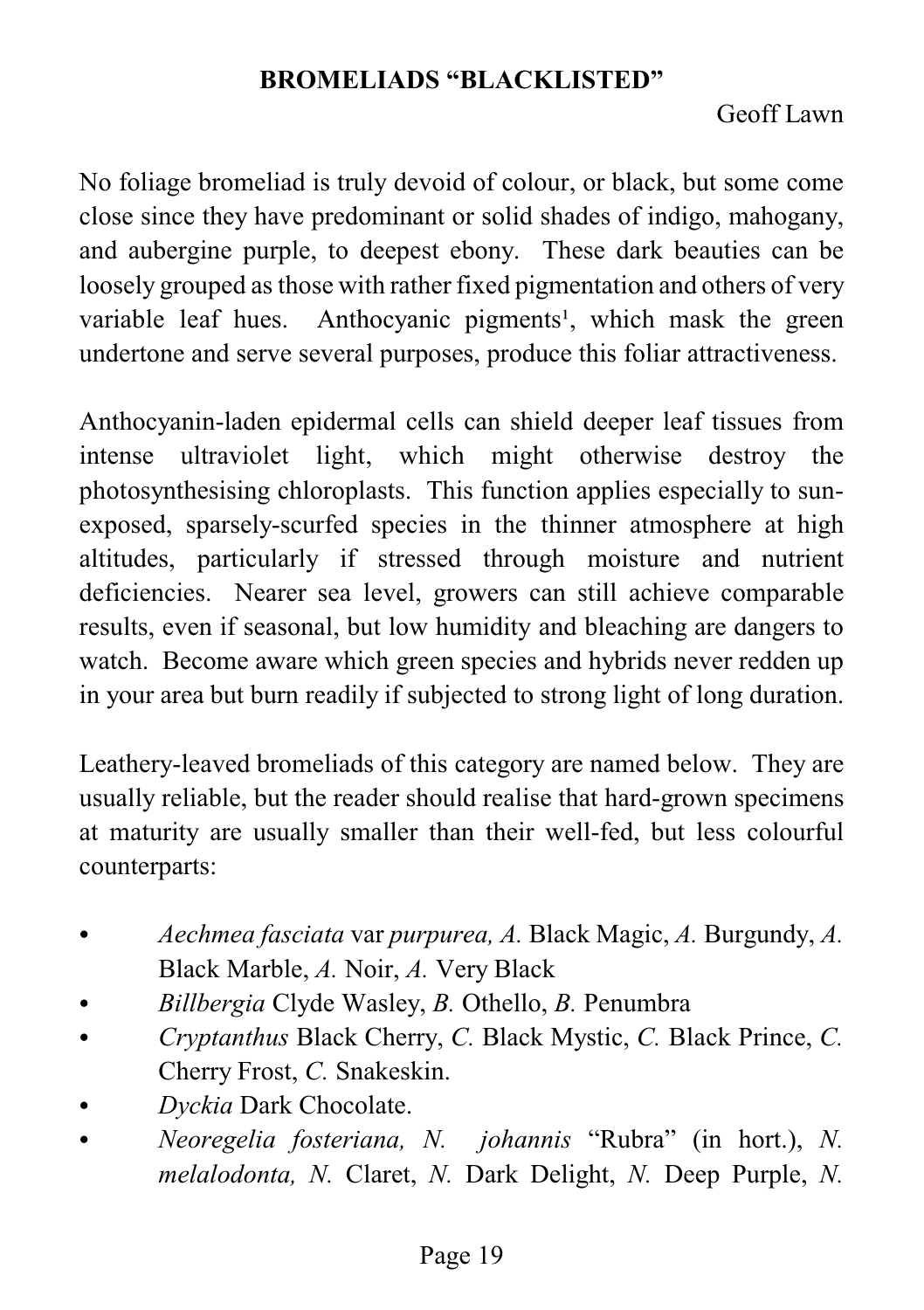# BROMELIADS "BLACKLISTED"

Geoff Lawn

No foliage bromeliad is truly devoid of colour, or black, but some come close since they have predominant or solid shades of indigo, mahogany, and aubergine purple, to deepest ebony. These dark beauties can be loosely grouped as those with rather fixed pigmentation and others of very variable leaf hues. Anthocyanic pigments[1], which mask the green undertone and serve several purposes, produce this foliar attractiveness.

Anthocyanin-laden epidermal cells can shield deeper leaf tissues from intense ultraviolet light, which might otherwise destroy the photosynthesising chloroplasts. This function applies especially to sun-exposed, sparsely-scurfed species in the thinner atmosphere at high altitudes, particularly if stressed through moisture and nutrient deficiencies. Nearer sea level, growers can still achieve comparable results, even if seasonal, but low humidity and bleaching are dangers to watch. Become aware which green species and hybrids never redden up in your area but burn readily if subjected to strong light of long duration.

Leathery-leaved bromeliads of this category are named below. They are usually reliable, but the reader should realise that hard-grown specimens at maturity are usually smaller than their well-fed, but less colourful counterparts:

- *Aechmea fasciata* var *purpurea, A.* Black Magic, *A.* Burgundy, *A.* Black Marble, *A.* Noir, *A.* Very Black
- *Billbergia* Clyde Wasley, *B.* Othello, *B.* Penumbra
- *Cryptanthus* Black Cherry, *C.* Black Mystic, *C.* Black Prince, *C.* Cherry Frost, *C.* Snakeskin.
- *Dyckia* Dark Chocolate.
- *Neoregelia fosteriana, N. johannis* "Rubra" (in hort.), *N. melalodonta, N.* Claret, *N.* Dark Delight, *N.* Deep Purple, *N.*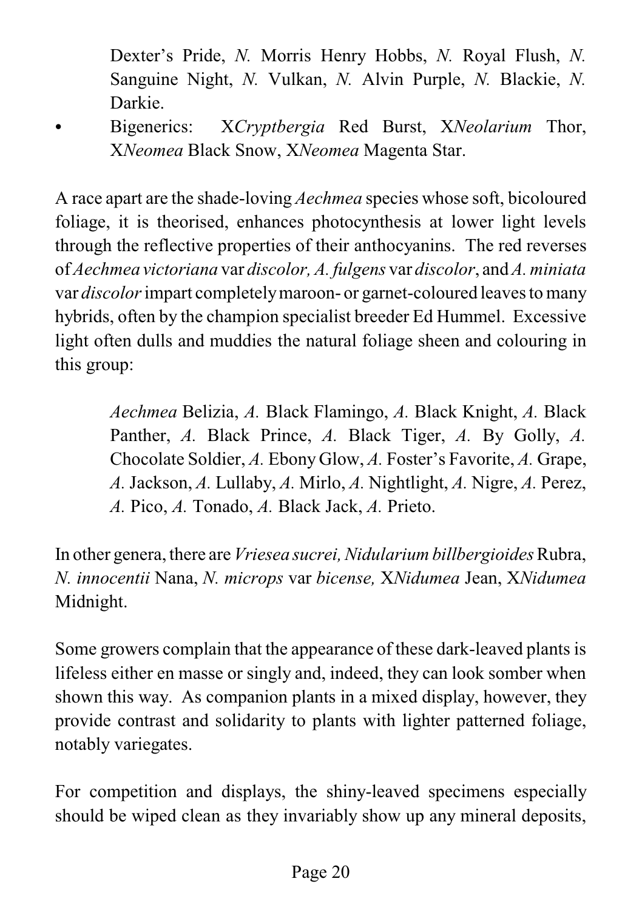Dexter's Pride, *N.* Morris Henry Hobbs, *N.* Royal Flush, *N.* Sanguine Night, *N.* Vulkan, *N.* Alvin Purple, *N.* Blackie, *N.* Darkie.

- Bigenerics: X*Cryptbergia* Red Burst, X*Neolarium* Thor, X*Neomea* Black Snow, X*Neomea* Magenta Star.

A race apart are the shade-loving *Aechmea* species whose soft, bicoloured foliage, it is theorised, enhances photocynthesis at lower light levels through the reflective properties of their anthocyanins. The red reverses of *Aechmea victoriana* var *discolor, A. fulgens* var *discolor*, and *A. miniata* var *discolor* impart completely maroon- or garnet-coloured leaves to many hybrids, often by the champion specialist breeder Ed Hummel. Excessive light often dulls and muddies the natural foliage sheen and colouring in this group:

> *Aechmea* Belizia, *A.* Black Flamingo, *A.* Black Knight, *A.* Black Panther, *A.* Black Prince, *A.* Black Tiger, *A.* By Golly, *A.* Chocolate Soldier, *A.* Ebony Glow, *A.* Foster's Favorite, *A.* Grape, *A.* Jackson, *A.* Lullaby, *A.* Mirlo, *A.* Nightlight, *A.* Nigre, *A.* Perez, *A.* Pico, *A.* Tonado, *A.* Black Jack, *A.* Prieto.

In other genera, there are *Vriesea sucrei, Nidularium billbergioides* Rubra, *N. innocentii* Nana, *N. microps* var *bicense,* X*Nidumea* Jean, X*Nidumea* Midnight.

Some growers complain that the appearance of these dark-leaved plants is lifeless either en masse or singly and, indeed, they can look somber when shown this way. As companion plants in a mixed display, however, they provide contrast and solidarity to plants with lighter patterned foliage, notably variegates.

For competition and displays, the shiny-leaved specimens especially should be wiped clean as they invariably show up any mineral deposits,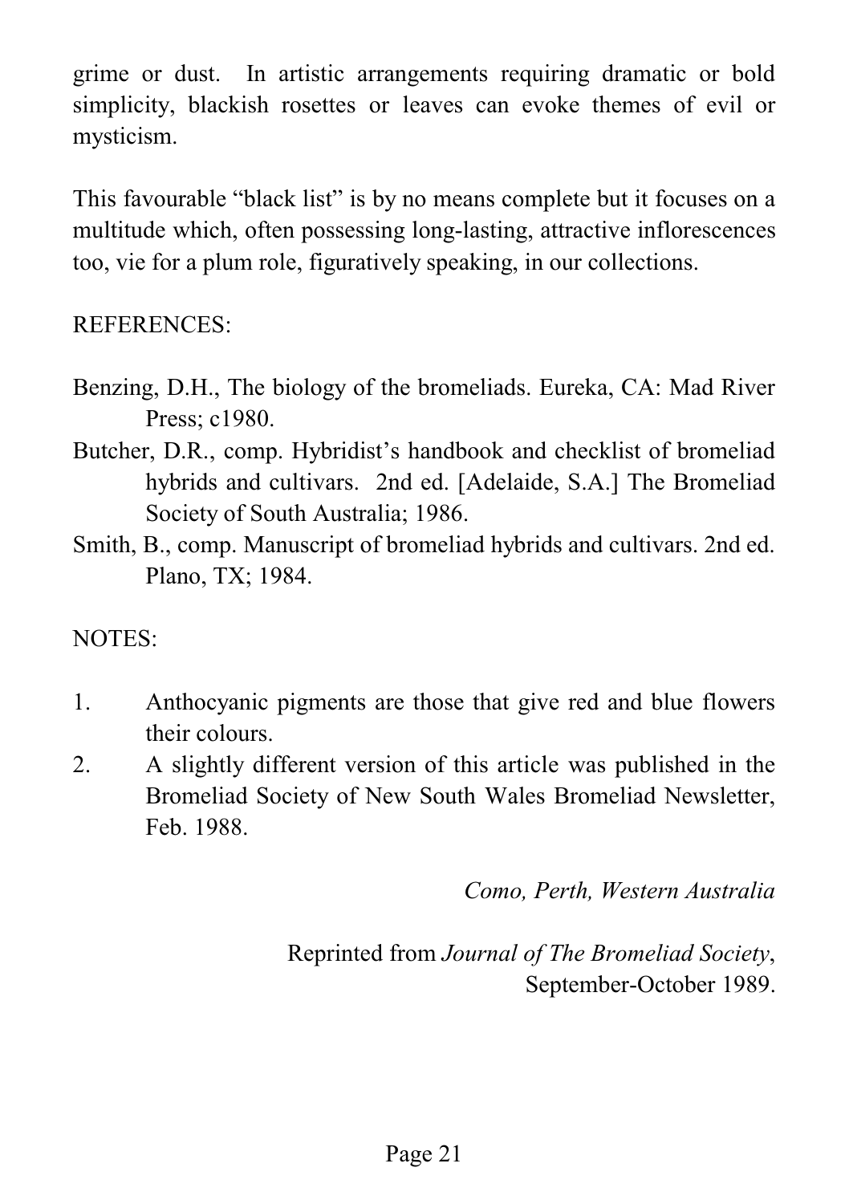grime or dust. In artistic arrangements requiring dramatic or bold simplicity, blackish rosettes or leaves can evoke themes of evil or mysticism.

This favourable "black list" is by no means complete but it focuses on a multitude which, often possessing long-lasting, attractive inflorescences too, vie for a plum role, figuratively speaking, in our collections.

REFERENCES:

Benzing, D.H., The biology of the bromeliads. Eureka, CA: Mad River Press; c1980.

Butcher, D.R., comp. Hybridist's handbook and checklist of bromeliad hybrids and cultivars. 2nd ed. [Adelaide, S.A.] The Bromeliad Society of South Australia; 1986.

Smith, B., comp. Manuscript of bromeliad hybrids and cultivars. 2nd ed. Plano, TX; 1984.

NOTES:

1. Anthocyanic pigments are those that give red and blue flowers their colours.
2. A slightly different version of this article was published in the Bromeliad Society of New South Wales Bromeliad Newsletter, Feb. 1988.

*Como, Perth, Western Australia*

Reprinted from *Journal of The Bromeliad Society*, September-October 1989.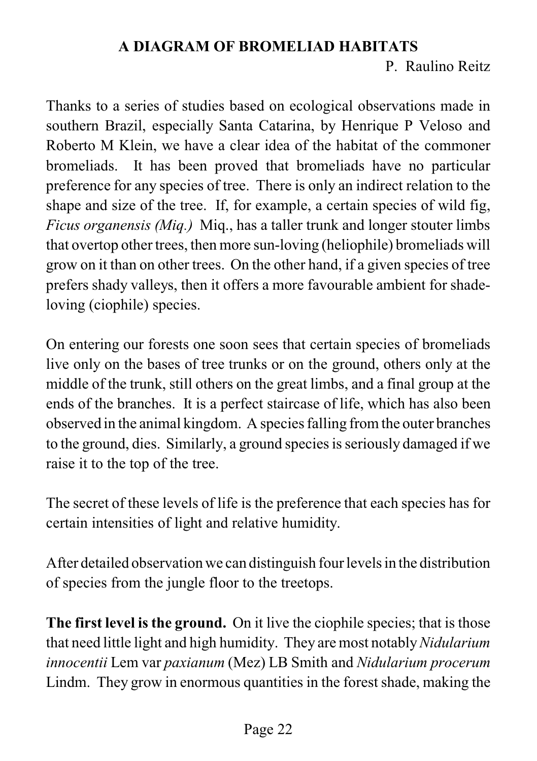# A DIAGRAM OF BROMELIAD HABITATS

P. Raulino Reitz

Thanks to a series of studies based on ecological observations made in southern Brazil, especially Santa Catarina, by Henrique P Veloso and Roberto M Klein, we have a clear idea of the habitat of the commoner bromeliads. It has been proved that bromeliads have no particular preference for any species of tree. There is only an indirect relation to the shape and size of the tree. If, for example, a certain species of wild fig, *Ficus organensis (Miq.)* Miq., has a taller trunk and longer stouter limbs that overtop other trees, then more sun-loving (heliophile) bromeliads will grow on it than on other trees. On the other hand, if a given species of tree prefers shady valleys, then it offers a more favourable ambient for shade-loving (ciophile) species.

On entering our forests one soon sees that certain species of bromeliads live only on the bases of tree trunks or on the ground, others only at the middle of the trunk, still others on the great limbs, and a final group at the ends of the branches. It is a perfect staircase of life, which has also been observed in the animal kingdom. A species falling from the outer branches to the ground, dies. Similarly, a ground species is seriously damaged if we raise it to the top of the tree.

The secret of these levels of life is the preference that each species has for certain intensities of light and relative humidity.

After detailed observation we can distinguish four levels in the distribution of species from the jungle floor to the treetops.

**The first level is the ground.** On it live the ciophile species; that is those that need little light and high humidity. They are most notably *Nidularium innocentii* Lem var *paxianum* (Mez) LB Smith and *Nidularium procerum* Lindm. They grow in enormous quantities in the forest shade, making the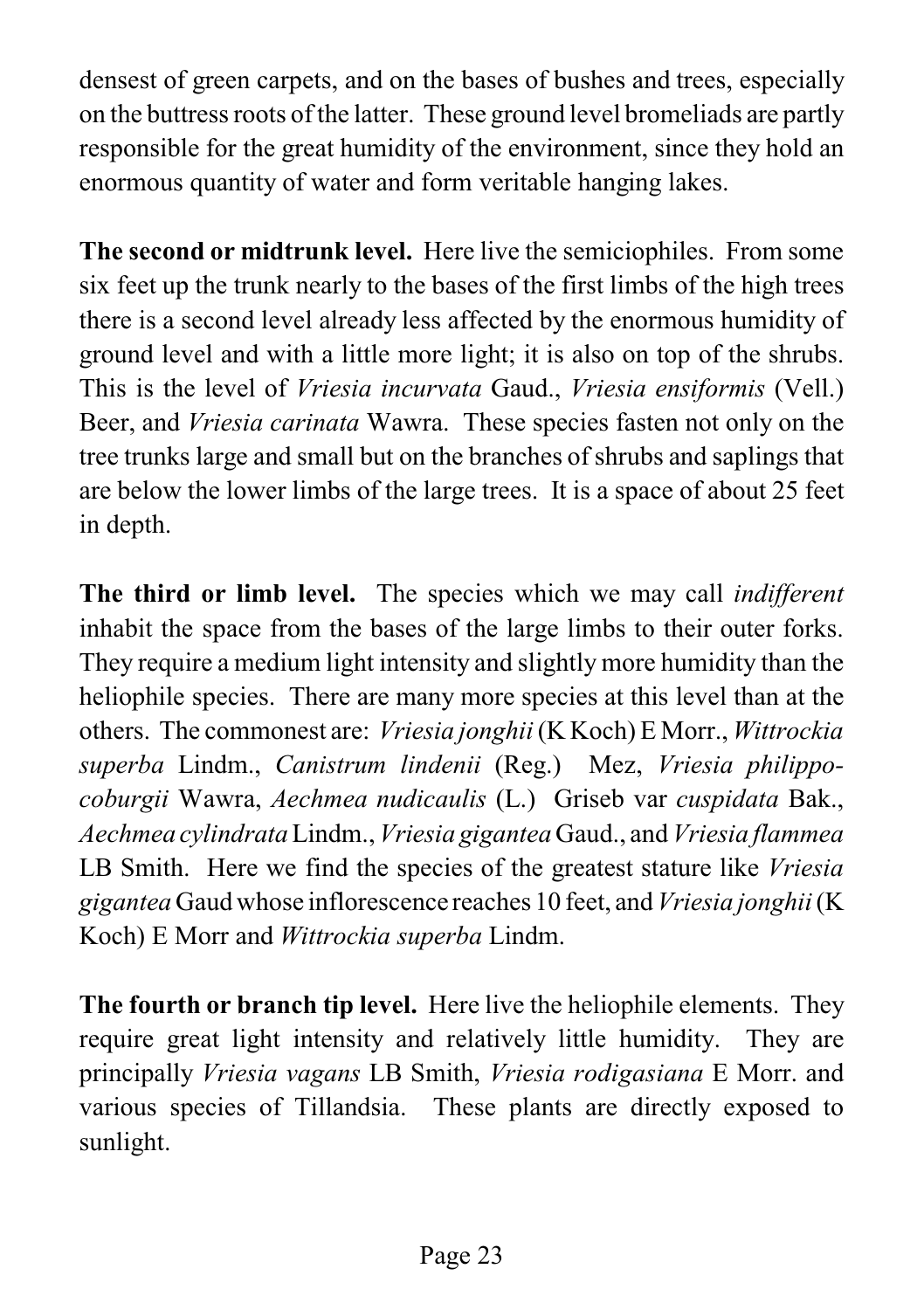densest of green carpets, and on the bases of bushes and trees, especially on the buttress roots of the latter. These ground level bromeliads are partly responsible for the great humidity of the environment, since they hold an enormous quantity of water and form veritable hanging lakes.

**The second or midtrunk level.** Here live the semiciophiles. From some six feet up the trunk nearly to the bases of the first limbs of the high trees there is a second level already less affected by the enormous humidity of ground level and with a little more light; it is also on top of the shrubs. This is the level of *Vriesia incurvata* Gaud., *Vriesia ensiformis* (Vell.) Beer, and *Vriesia carinata* Wawra. These species fasten not only on the tree trunks large and small but on the branches of shrubs and saplings that are below the lower limbs of the large trees. It is a space of about 25 feet in depth.

**The third or limb level.** The species which we may call *indifferent* inhabit the space from the bases of the large limbs to their outer forks. They require a medium light intensity and slightly more humidity than the heliophile species. There are many more species at this level than at the others. The commonest are: *Vriesia jonghii* (K Koch) E Morr., *Wittrockia superba* Lindm., *Canistrum lindenii* (Reg.) Mez, *Vriesia philippo-coburgii* Wawra, *Aechmea nudicaulis* (L.) Griseb var *cuspidata* Bak., *Aechmea cylindrata* Lindm., *Vriesia gigantea* Gaud., and *Vriesia flammea* LB Smith. Here we find the species of the greatest stature like *Vriesia gigantea* Gaud whose inflorescence reaches 10 feet, and *Vriesia jonghii* (K Koch) E Morr and *Wittrockia superba* Lindm.

**The fourth or branch tip level.** Here live the heliophile elements. They require great light intensity and relatively little humidity. They are principally *Vriesia vagans* LB Smith, *Vriesia rodigasiana* E Morr. and various species of Tillandsia. These plants are directly exposed to sunlight.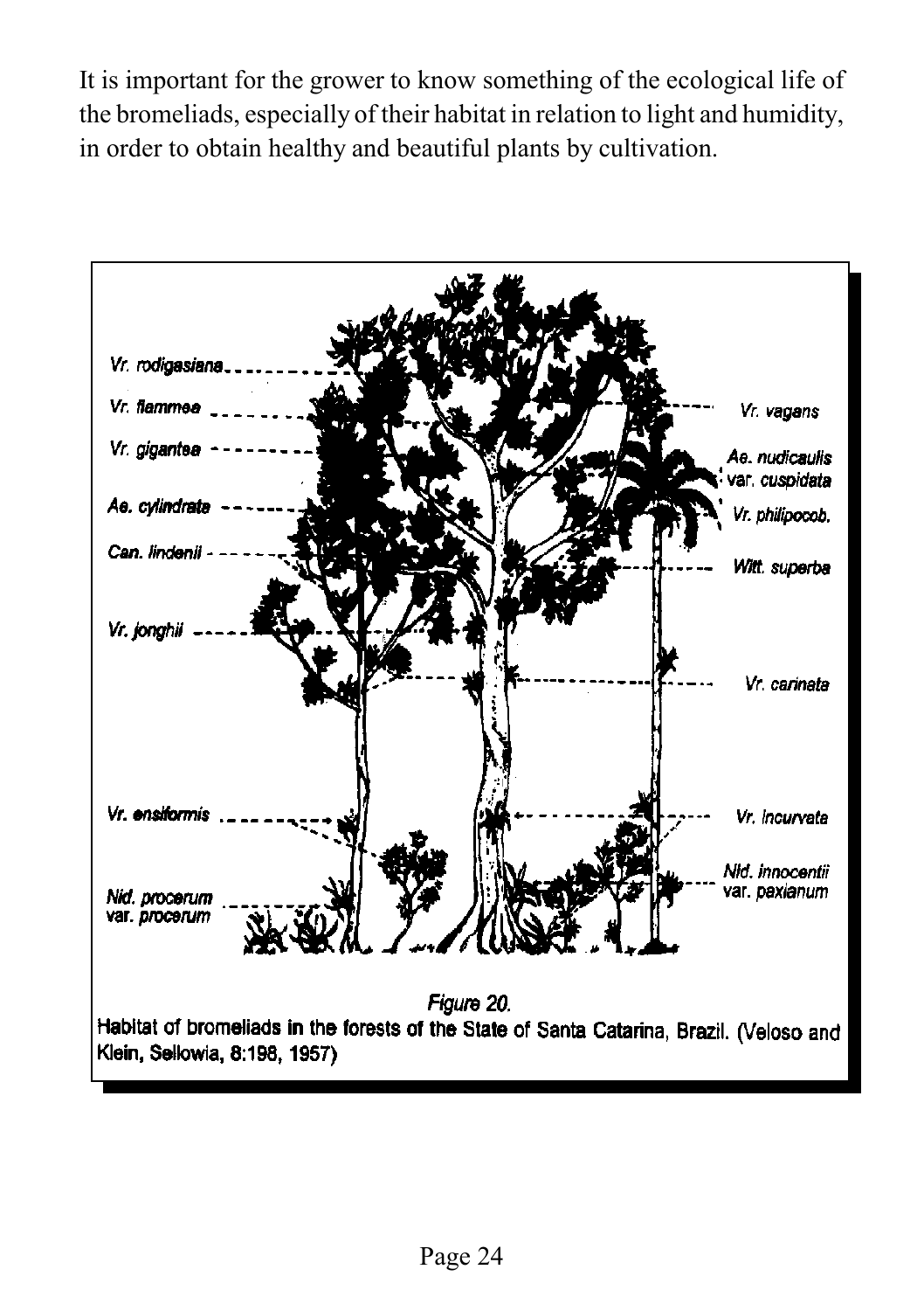It is important for the grower to know something of the ecological life of the bromeliads, especially of their habitat in relation to light and humidity, in order to obtain healthy and beautiful plants by cultivation.

*Vr. rodigasiana*
*Vr. flammea*
*Vr. gigantea*
*Ae. cylindrata*
*Can. lindenii*
*Vr. jonghii*
*Vr. ensiformis*
*Nid. procerum var. procerum*
*Vr. vagans*
*Ae. nudicaulis var. cuspidata*
*Vr. philipocob.*
*Witt. superba*
*Vr. carinata*
*Vr. incurvata*
*Nid. innocentii var. paxianum*

*Figure 20.*
Habitat of bromeliads in the forests of the State of Santa Catarina, Brazil. (Veloso and Klein, Sellowia, 8:198, 1957)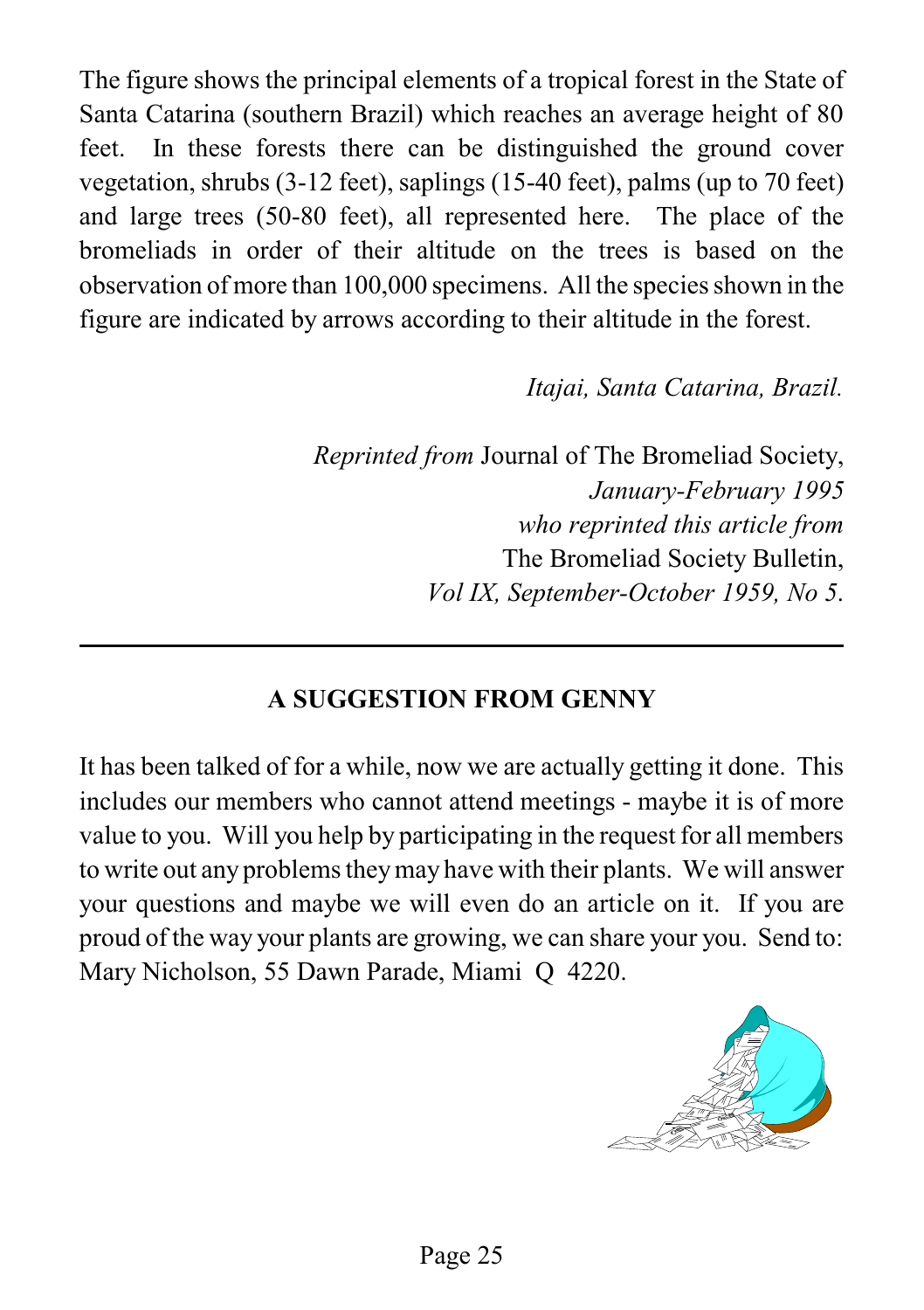The figure shows the principal elements of a tropical forest in the State of Santa Catarina (southern Brazil) which reaches an average height of 80 feet. In these forests there can be distinguished the ground cover vegetation, shrubs (3-12 feet), saplings (15-40 feet), palms (up to 70 feet) and large trees (50-80 feet), all represented here. The place of the bromeliads in order of their altitude on the trees is based on the observation of more than 100,000 specimens. All the species shown in the figure are indicated by arrows according to their altitude in the forest.

*Itajai, Santa Catarina, Brazil.*

*Reprinted from* Journal of The Bromeliad Society,
*January-February 1995*
*who reprinted this article from*
The Bromeliad Society Bulletin,
*Vol IX, September-October 1959, No 5.*

---

## A SUGGESTION FROM GENNY

It has been talked of for a while, now we are actually getting it done. This includes our members who cannot attend meetings - maybe it is of more value to you. Will you help by participating in the request for all members to write out any problems they may have with their plants. We will answer your questions and maybe we will even do an article on it. If you are proud of the way your plants are growing, we can share your you. Send to: Mary Nicholson, 55 Dawn Parade, Miami Q 4220.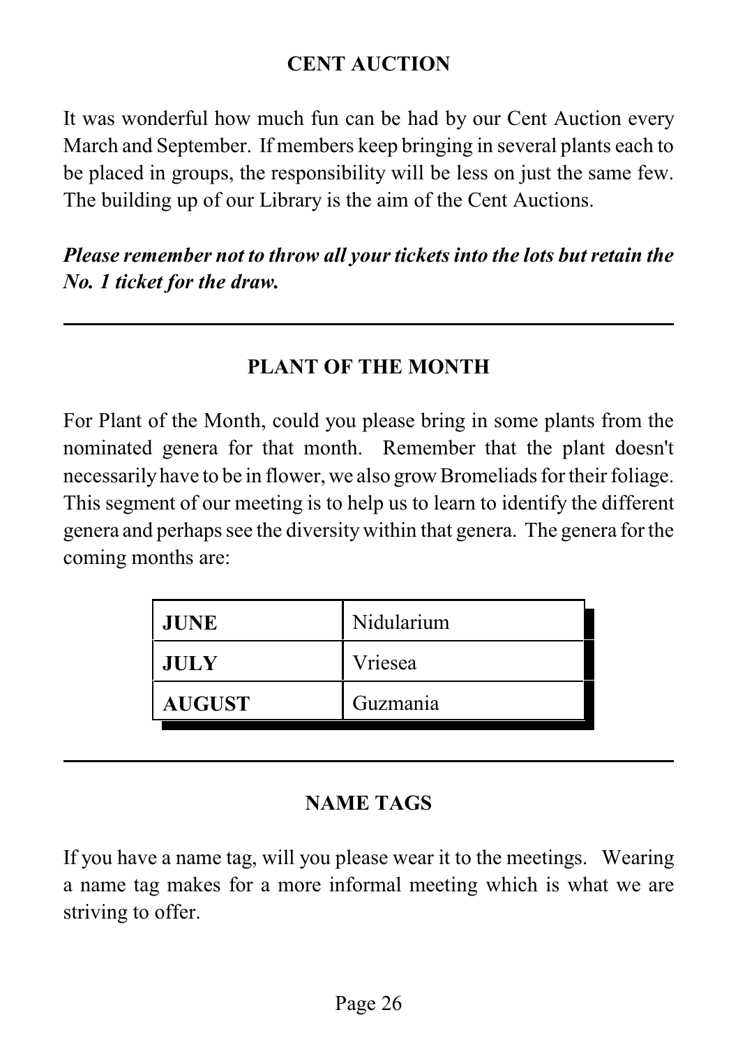## CENT AUCTION

It was wonderful how much fun can be had by our Cent Auction every March and September. If members keep bringing in several plants each to be placed in groups, the responsibility will be less on just the same few. The building up of our Library is the aim of the Cent Auctions.

***Please remember not to throw all your tickets into the lots but retain the No. 1 ticket for the draw.***

---

## PLANT OF THE MONTH

For Plant of the Month, could you please bring in some plants from the nominated genera for that month. Remember that the plant doesn't necessarily have to be in flower, we also grow Bromeliads for their foliage. This segment of our meeting is to help us to learn to identify the different genera and perhaps see the diversity within that genera. The genera for the coming months are:

| | |
|---|---|
| **JUNE** | Nidularium |
| **JULY** | Vriesea |
| **AUGUST** | Guzmania |

---

## NAME TAGS

If you have a name tag, will you please wear it to the meetings. Wearing a name tag makes for a more informal meeting which is what we are striving to offer.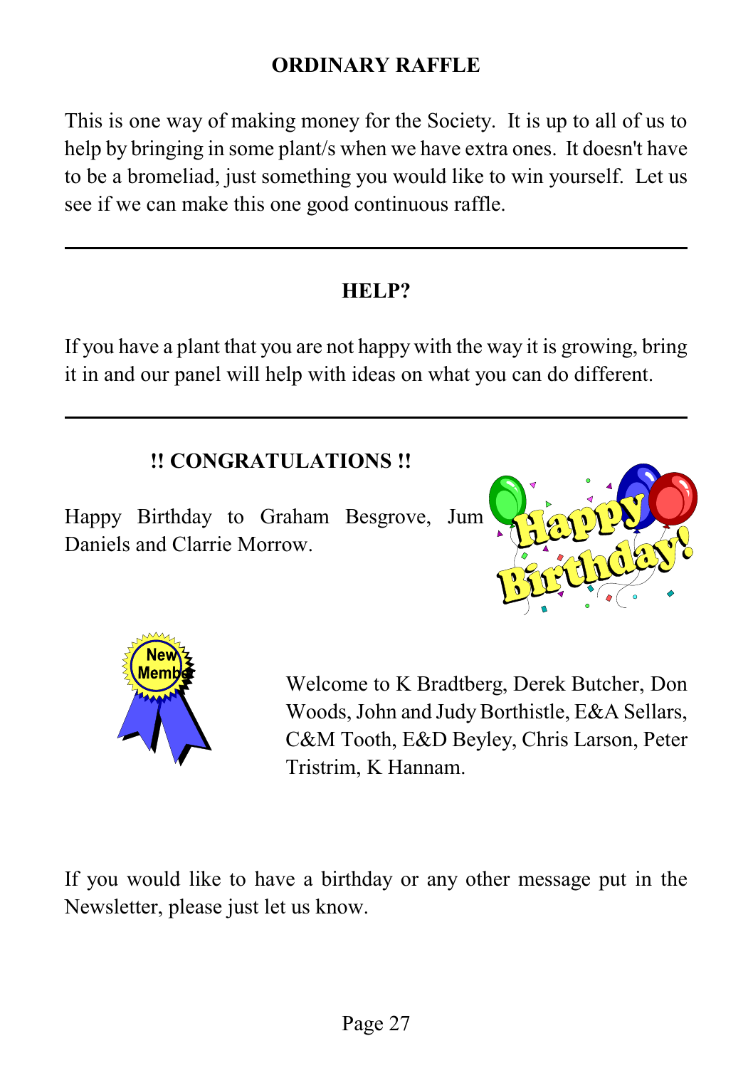## ORDINARY RAFFLE

This is one way of making money for the Society. It is up to all of us to help by bringing in some plant/s when we have extra ones. It doesn't have to be a bromeliad, just something you would like to win yourself. Let us see if we can make this one good continuous raffle.

---

## HELP?

If you have a plant that you are not happy with the way it is growing, bring it in and our panel will help with ideas on what you can do different.

---

## !! CONGRATULATIONS !!

Happy Birthday to Graham Besgrove, Jum Daniels and Clarrie Morrow.

Welcome to K Bradtberg, Derek Butcher, Don Woods, John and Judy Borthistle, E&A Sellars, C&M Tooth, E&D Beyley, Chris Larson, Peter Tristrim, K Hannam.

If you would like to have a birthday or any other message put in the Newsletter, please just let us know.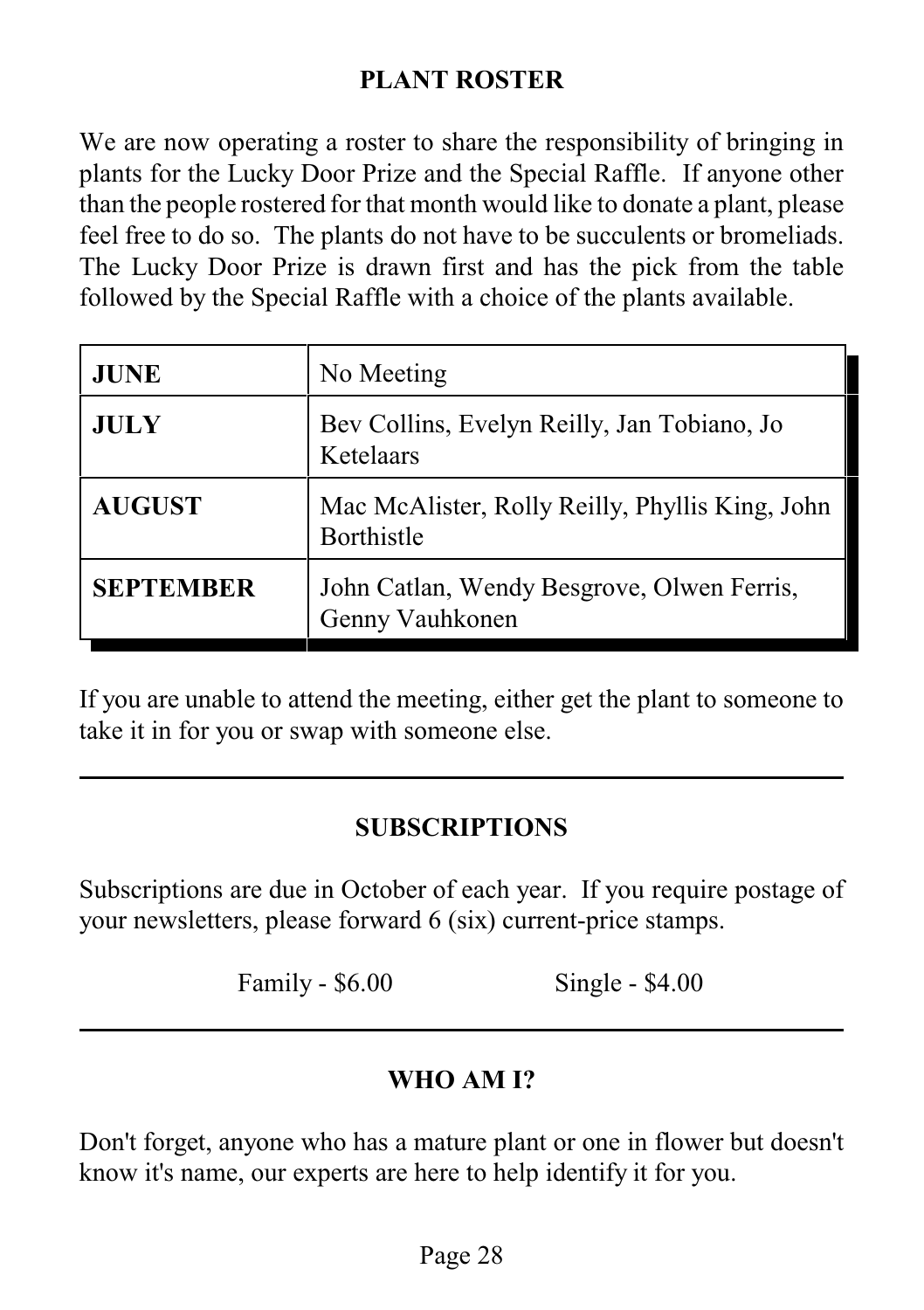## PLANT ROSTER

We are now operating a roster to share the responsibility of bringing in plants for the Lucky Door Prize and the Special Raffle. If anyone other than the people rostered for that month would like to donate a plant, please feel free to do so. The plants do not have to be succulents or bromeliads. The Lucky Door Prize is drawn first and has the pick from the table followed by the Special Raffle with a choice of the plants available.

| | |
|---|---|
| **JUNE** | No Meeting |
| **JULY** | Bev Collins, Evelyn Reilly, Jan Tobiano, Jo Ketelaars |
| **AUGUST** | Mac McAlister, Rolly Reilly, Phyllis King, John Borthistle |
| **SEPTEMBER** | John Catlan, Wendy Besgrove, Olwen Ferris, Genny Vauhkonen |

If you are unable to attend the meeting, either get the plant to someone to take it in for you or swap with someone else.

---

## SUBSCRIPTIONS

Subscriptions are due in October of each year. If you require postage of your newsletters, please forward 6 (six) current-price stamps.

Family - $6.00 Single - $4.00

---

## WHO AM I?

Don't forget, anyone who has a mature plant or one in flower but doesn't know it's name, our experts are here to help identify it for you.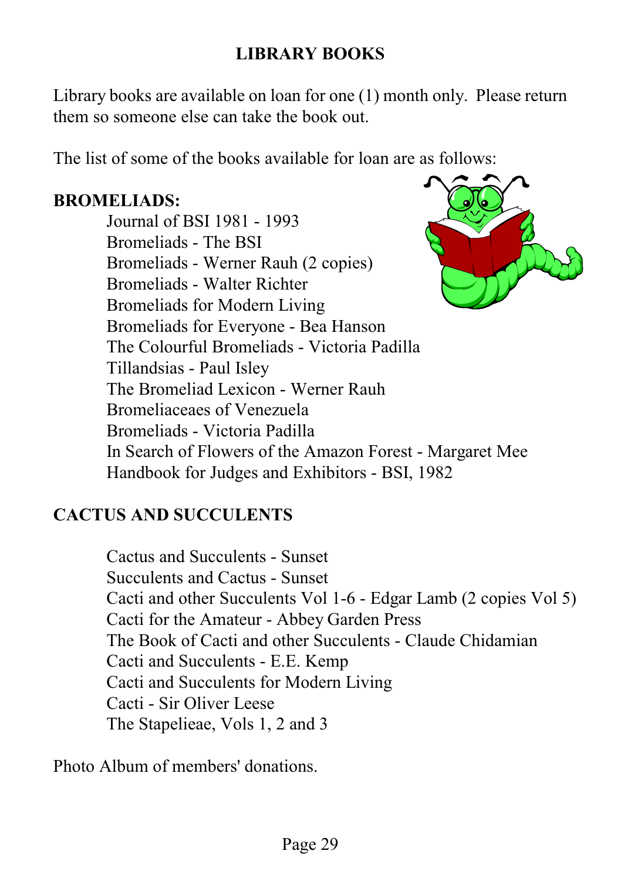# LIBRARY BOOKS

Library books are available on loan for one (1) month only. Please return them so someone else can take the book out.

The list of some of the books available for loan are as follows:

## BROMELIADS:

- Journal of BSI 1981 - 1993
- Bromeliads - The BSI
- Bromeliads - Werner Rauh (2 copies)
- Bromeliads - Walter Richter
- Bromeliads for Modern Living
- Bromeliads for Everyone - Bea Hanson
- The Colourful Bromeliads - Victoria Padilla
- Tillandsias - Paul Isley
- The Bromeliad Lexicon - Werner Rauh
- Bromeliaceaes of Venezuela
- Bromeliads - Victoria Padilla
- In Search of Flowers of the Amazon Forest - Margaret Mee
- Handbook for Judges and Exhibitors - BSI, 1982

## CACTUS AND SUCCULENTS

- Cactus and Succulents - Sunset
- Succulents and Cactus - Sunset
- Cacti and other Succulents Vol 1-6 - Edgar Lamb (2 copies Vol 5)
- Cacti for the Amateur - Abbey Garden Press
- The Book of Cacti and other Succulents - Claude Chidamian
- Cacti and Succulents - E.E. Kemp
- Cacti and Succulents for Modern Living
- Cacti - Sir Oliver Leese
- The Stapelieae, Vols 1, 2 and 3

Photo Album of members' donations.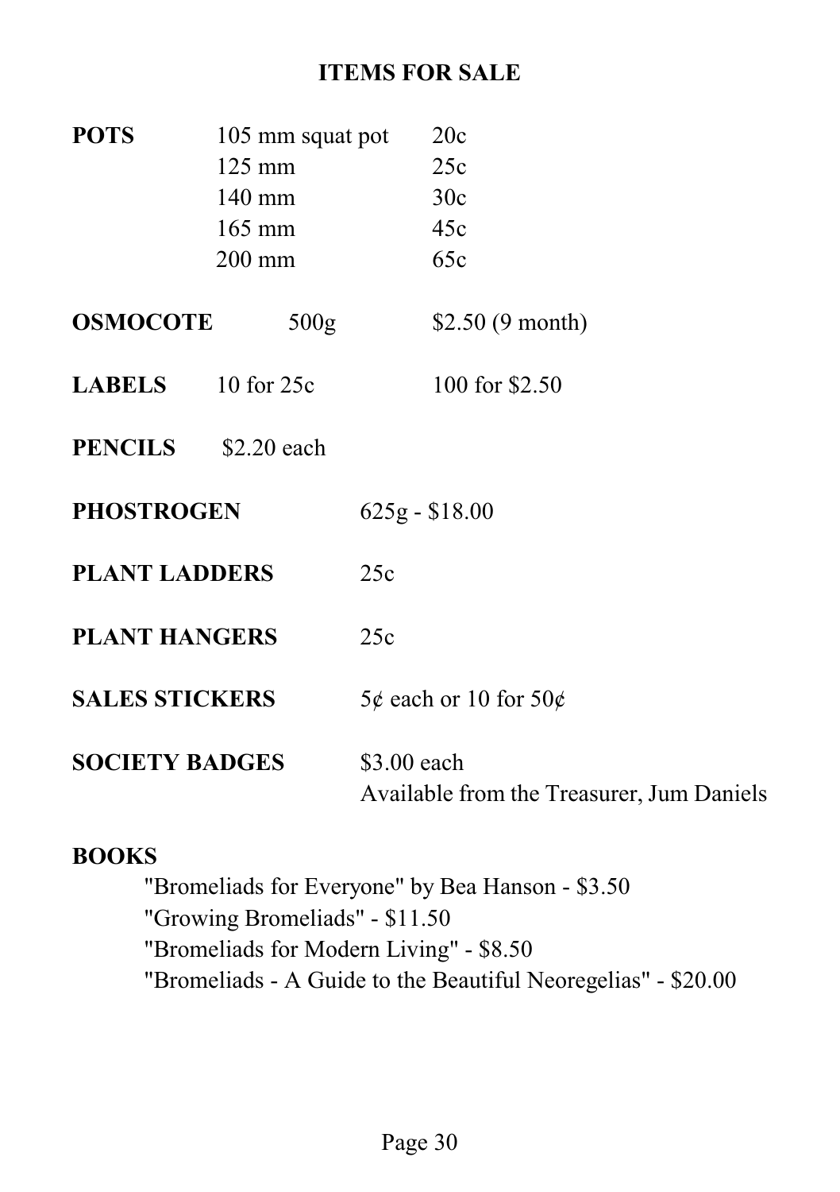# ITEMS FOR SALE

| | | |
|---|---|---|
| **POTS** | 105 mm squat pot | 20c |
| | 125 mm | 25c |
| | 140 mm | 30c |
| | 165 mm | 45c |
| | 200 mm | 65c |
| **OSMOCOTE** | 500g | $2.50 (9 month) |
| **LABELS** | 10 for 25c | 100 for $2.50 |
| **PENCILS** | $2.20 each | |
| **PHOSTROGEN** | 625g - $18.00 | |
| **PLANT LADDERS** | 25c | |
| **PLANT HANGERS** | 25c | |
| **SALES STICKERS** | 5¢ each or 10 for 50¢ | |
| **SOCIETY BADGES** | $3.00 each<br>Available from the Treasurer, Jum Daniels | |

**BOOKS**

"Bromeliads for Everyone" by Bea Hanson - $3.50
"Growing Bromeliads" - $11.50
"Bromeliads for Modern Living" - $8.50
"Bromeliads - A Guide to the Beautiful Neoregelias" - $20.00